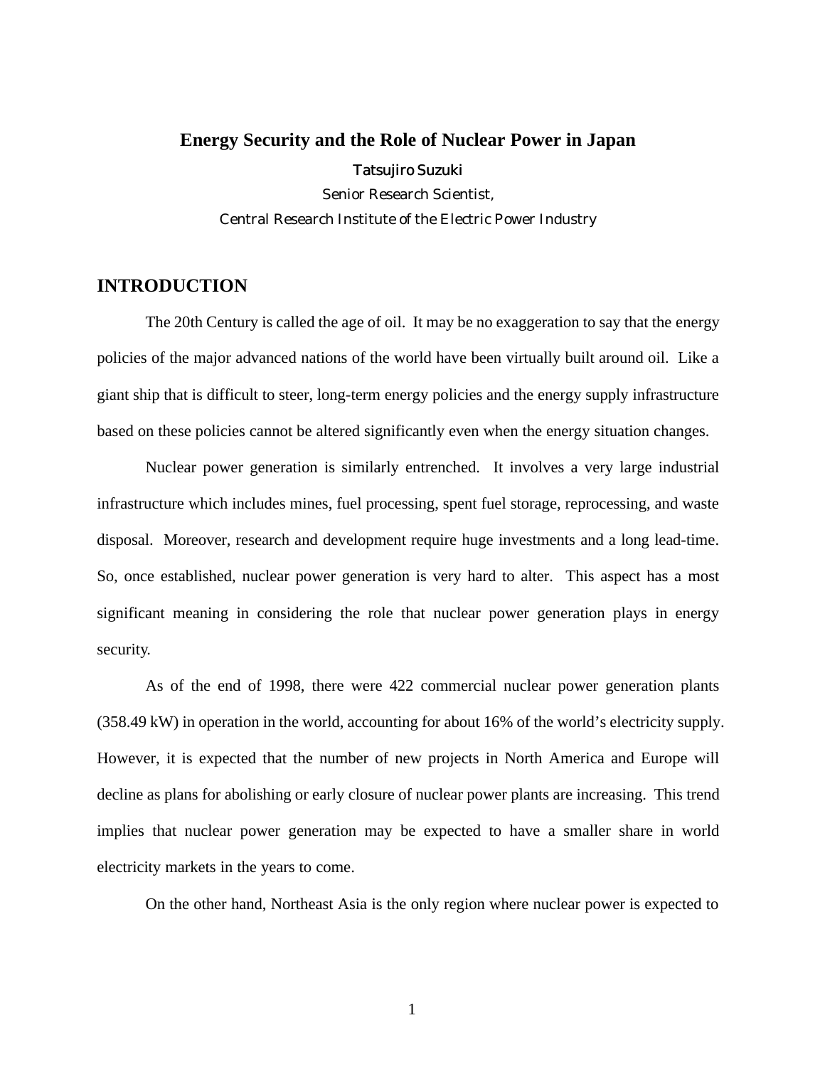# Energy Security and the Role of Nuclear Power in Japan

Tatsujiro Suzuki

Senior Research Scientist,

Central Research Institute of the Electric Power Industry

## INTRODUCTION

The 20th Century is called the age of oil. It may be no exaggeration to say that the energy policies of the major advanced nations of the world have been virtually built around oil. Like a giant ship that is difficult to steer, long-term energy policies and the energy supply infrastructure based on these policies cannot be altered significantly even when the energy situation changes.

Nuclear power generation is similarly entrenched. It involves a very large industrial infrastructure which includes mines, fuel processing, spent fuel storage, reprocessing, and waste disposal. Moreover, research and development require huge investments and a long lead-time. So, once established, nuclear power generation is very hard to alter. This aspect has a most significant meaning in considering the role that nuclear power generation plays in energy security.

As of the end of 1998, there were 422 commercial nuclear power generation plants (358.49 kW) in operation in the world, accounting for about 16% of the world's electricity supply. However, it is expected that the number of new projects in North America and Europe will decline as plans for abolishing or early closure of nuclear power plants are increasing. This trend implies that nuclear power generation may be expected to have a smaller share in world electricity markets in the years to come.

On the other hand, Northeast Asia is the only region where nuclear power is expected to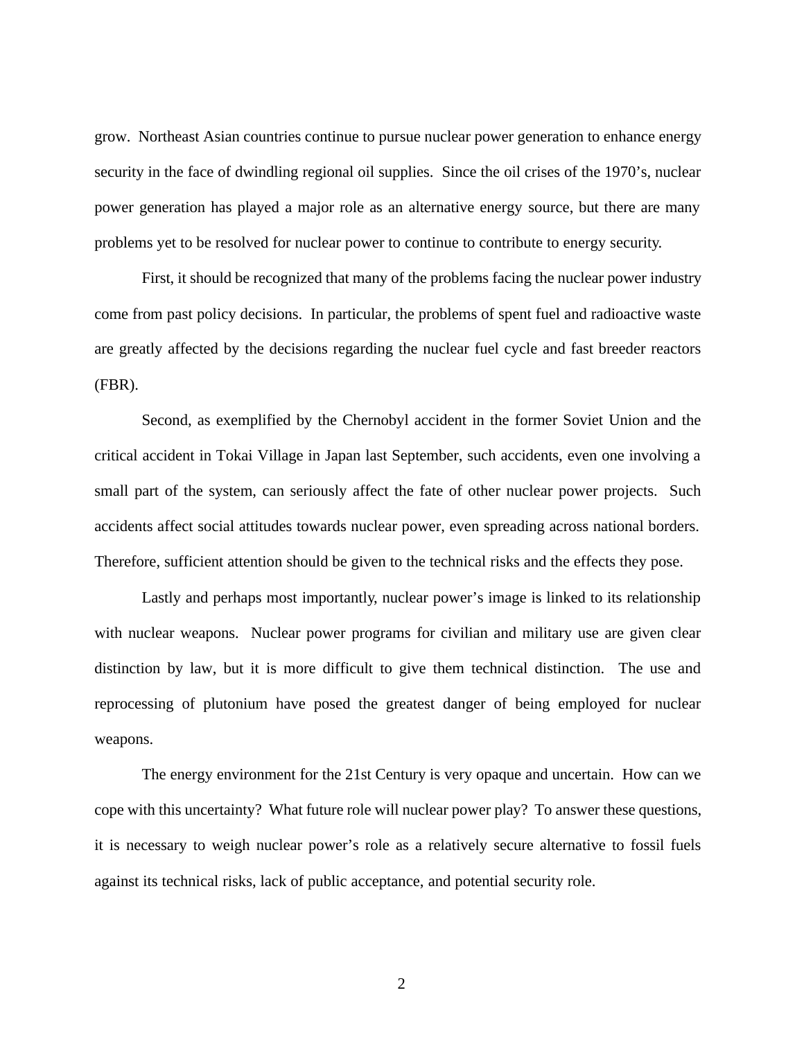grow.  Northeast Asian countries continue to pursue nuclear power generation to enhance energy security in the face of dwindling regional oil supplies.  Since the oil crises of the 1970's, nuclear power generation has played a major role as an alternative energy source, but there are many problems yet to be resolved for nuclear power to continue to contribute to energy security.

First, it should be recognized that many of the problems facing the nuclear power industry come from past policy decisions.  In particular, the problems of spent fuel and radioactive waste are greatly affected by the decisions regarding the nuclear fuel cycle and fast breeder reactors (FBR).

Second, as exemplified by the Chernobyl accident in the former Soviet Union and the critical accident in Tokai Village in Japan last September, such accidents, even one involving a small part of the system, can seriously affect the fate of other nuclear power projects.  Such accidents affect social attitudes towards nuclear power, even spreading across national borders.  Therefore, sufficient attention should be given to the technical risks and the effects they pose.

Lastly and perhaps most importantly, nuclear power's image is linked to its relationship with nuclear weapons.  Nuclear power programs for civilian and military use are given clear distinction by law, but it is more difficult to give them technical distinction.  The use and reprocessing of plutonium have posed the greatest danger of being employed for nuclear weapons.

The energy environment for the 21st Century is very opaque and uncertain.  How can we cope with this uncertainty?  What future role will nuclear power play?  To answer these questions, it is necessary to weigh nuclear power's role as a relatively secure alternative to fossil fuels against its technical risks, lack of public acceptance, and potential security role.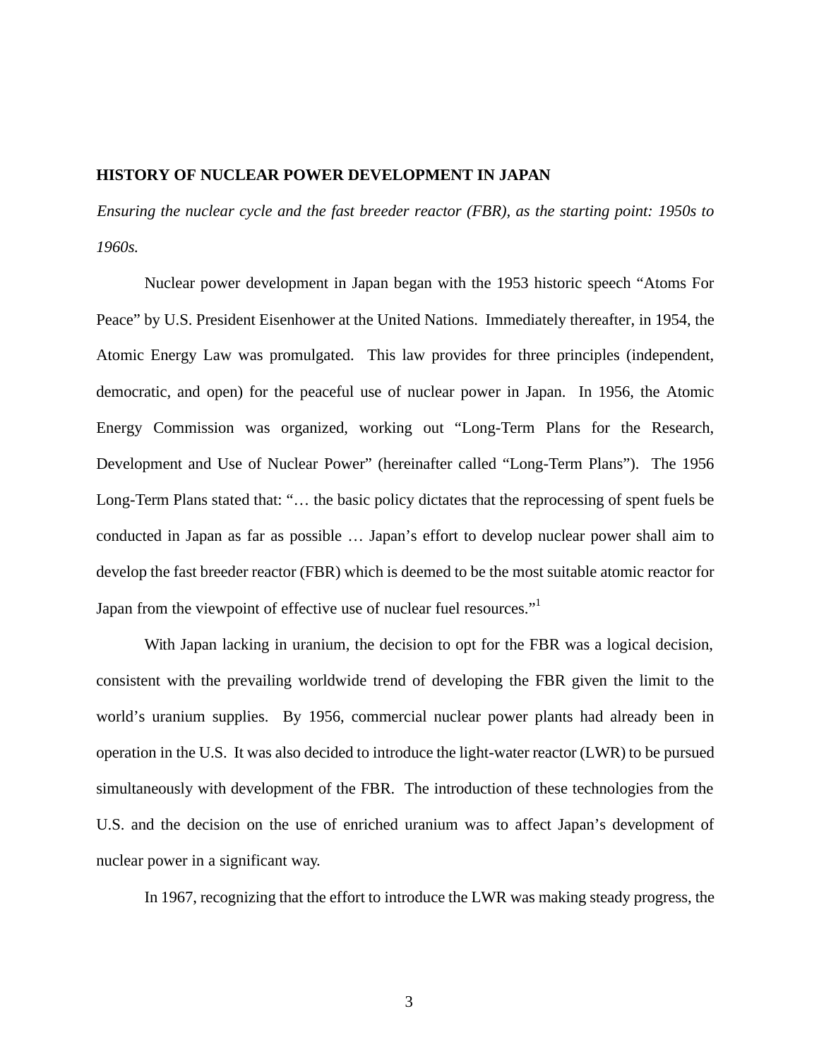**HISTORY OF NUCLEAR POWER DEVELOPMENT IN JAPAN**

*Ensuring the nuclear cycle and the fast breeder reactor (FBR), as the starting point: 1950s to 1960s.*

Nuclear power development in Japan began with the 1953 historic speech "Atoms For Peace" by U.S. President Eisenhower at the United Nations. Immediately thereafter, in 1954, the Atomic Energy Law was promulgated. This law provides for three principles (independent, democratic, and open) for the peaceful use of nuclear power in Japan. In 1956, the Atomic Energy Commission was organized, working out "Long-Term Plans for the Research, Development and Use of Nuclear Power" (hereinafter called "Long-Term Plans"). The 1956 Long-Term Plans stated that: "… the basic policy dictates that the reprocessing of spent fuels be conducted in Japan as far as possible … Japan's effort to develop nuclear power shall aim to develop the fast breeder reactor (FBR) which is deemed to be the most suitable atomic reactor for Japan from the viewpoint of effective use of nuclear fuel resources."[1]

With Japan lacking in uranium, the decision to opt for the FBR was a logical decision, consistent with the prevailing worldwide trend of developing the FBR given the limit to the world's uranium supplies. By 1956, commercial nuclear power plants had already been in operation in the U.S. It was also decided to introduce the light-water reactor (LWR) to be pursued simultaneously with development of the FBR. The introduction of these technologies from the U.S. and the decision on the use of enriched uranium was to affect Japan's development of nuclear power in a significant way.

In 1967, recognizing that the effort to introduce the LWR was making steady progress, the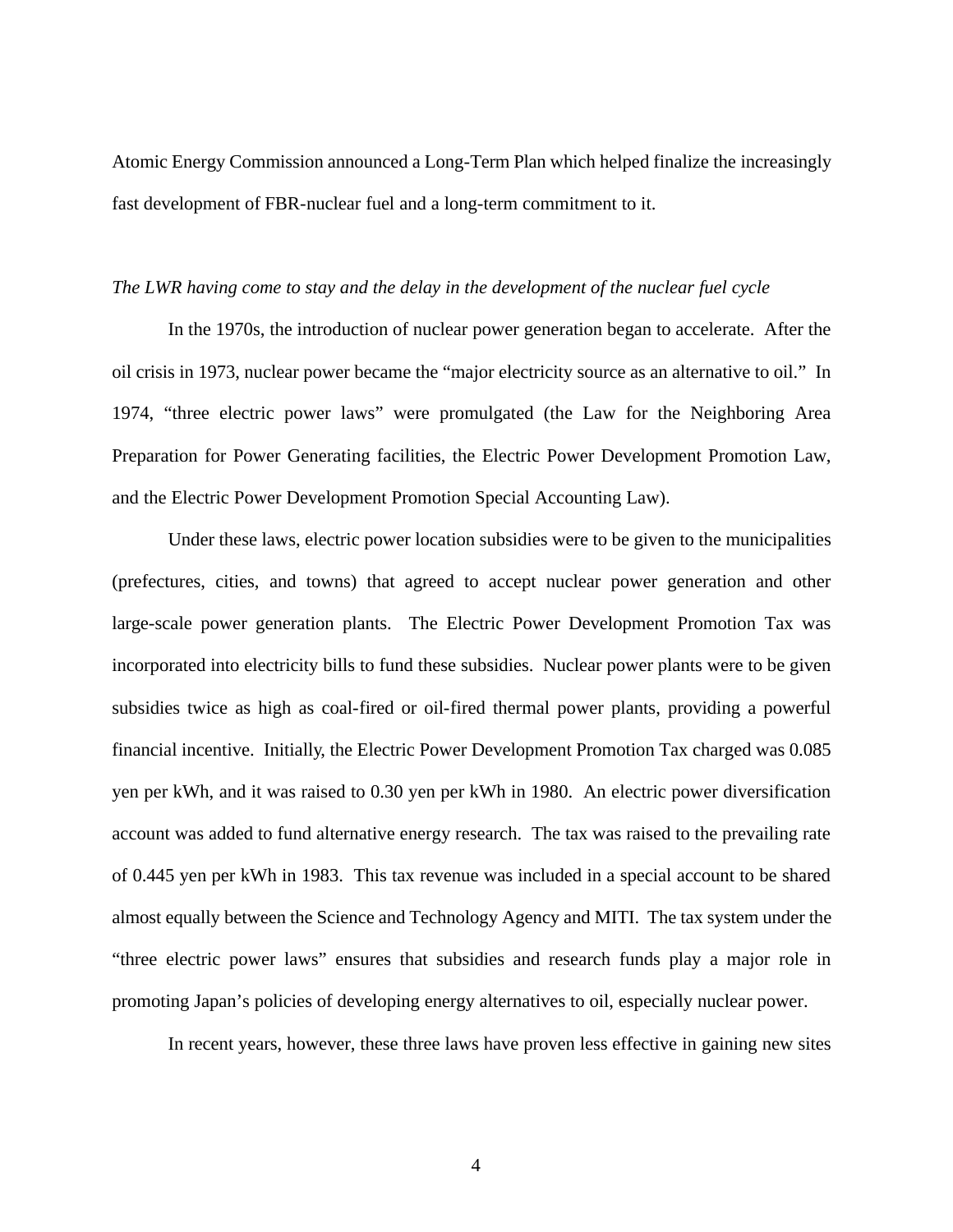Atomic Energy Commission announced a Long-Term Plan which helped finalize the increasingly fast development of FBR-nuclear fuel and a long-term commitment to it.

*The LWR having come to stay and the delay in the development of the nuclear fuel cycle*

In the 1970s, the introduction of nuclear power generation began to accelerate. After the oil crisis in 1973, nuclear power became the "major electricity source as an alternative to oil." In 1974, "three electric power laws" were promulgated (the Law for the Neighboring Area Preparation for Power Generating facilities, the Electric Power Development Promotion Law, and the Electric Power Development Promotion Special Accounting Law).

Under these laws, electric power location subsidies were to be given to the municipalities (prefectures, cities, and towns) that agreed to accept nuclear power generation and other large-scale power generation plants. The Electric Power Development Promotion Tax was incorporated into electricity bills to fund these subsidies. Nuclear power plants were to be given subsidies twice as high as coal-fired or oil-fired thermal power plants, providing a powerful financial incentive. Initially, the Electric Power Development Promotion Tax charged was 0.085 yen per kWh, and it was raised to 0.30 yen per kWh in 1980. An electric power diversification account was added to fund alternative energy research. The tax was raised to the prevailing rate of 0.445 yen per kWh in 1983. This tax revenue was included in a special account to be shared almost equally between the Science and Technology Agency and MITI. The tax system under the "three electric power laws" ensures that subsidies and research funds play a major role in promoting Japan's policies of developing energy alternatives to oil, especially nuclear power.

In recent years, however, these three laws have proven less effective in gaining new sites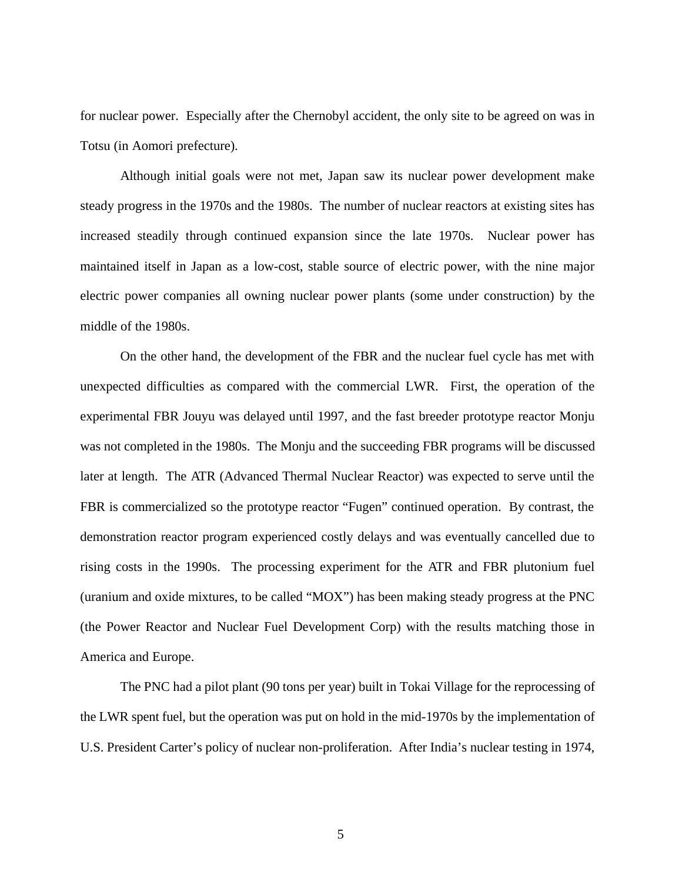for nuclear power. Especially after the Chernobyl accident, the only site to be agreed on was in Totsu (in Aomori prefecture).

Although initial goals were not met, Japan saw its nuclear power development make steady progress in the 1970s and the 1980s. The number of nuclear reactors at existing sites has increased steadily through continued expansion since the late 1970s. Nuclear power has maintained itself in Japan as a low-cost, stable source of electric power, with the nine major electric power companies all owning nuclear power plants (some under construction) by the middle of the 1980s.

On the other hand, the development of the FBR and the nuclear fuel cycle has met with unexpected difficulties as compared with the commercial LWR. First, the operation of the experimental FBR Jouyu was delayed until 1997, and the fast breeder prototype reactor Monju was not completed in the 1980s. The Monju and the succeeding FBR programs will be discussed later at length. The ATR (Advanced Thermal Nuclear Reactor) was expected to serve until the FBR is commercialized so the prototype reactor "Fugen" continued operation. By contrast, the demonstration reactor program experienced costly delays and was eventually cancelled due to rising costs in the 1990s. The processing experiment for the ATR and FBR plutonium fuel (uranium and oxide mixtures, to be called "MOX") has been making steady progress at the PNC (the Power Reactor and Nuclear Fuel Development Corp) with the results matching those in America and Europe.

The PNC had a pilot plant (90 tons per year) built in Tokai Village for the reprocessing of the LWR spent fuel, but the operation was put on hold in the mid-1970s by the implementation of U.S. President Carter's policy of nuclear non-proliferation. After India's nuclear testing in 1974,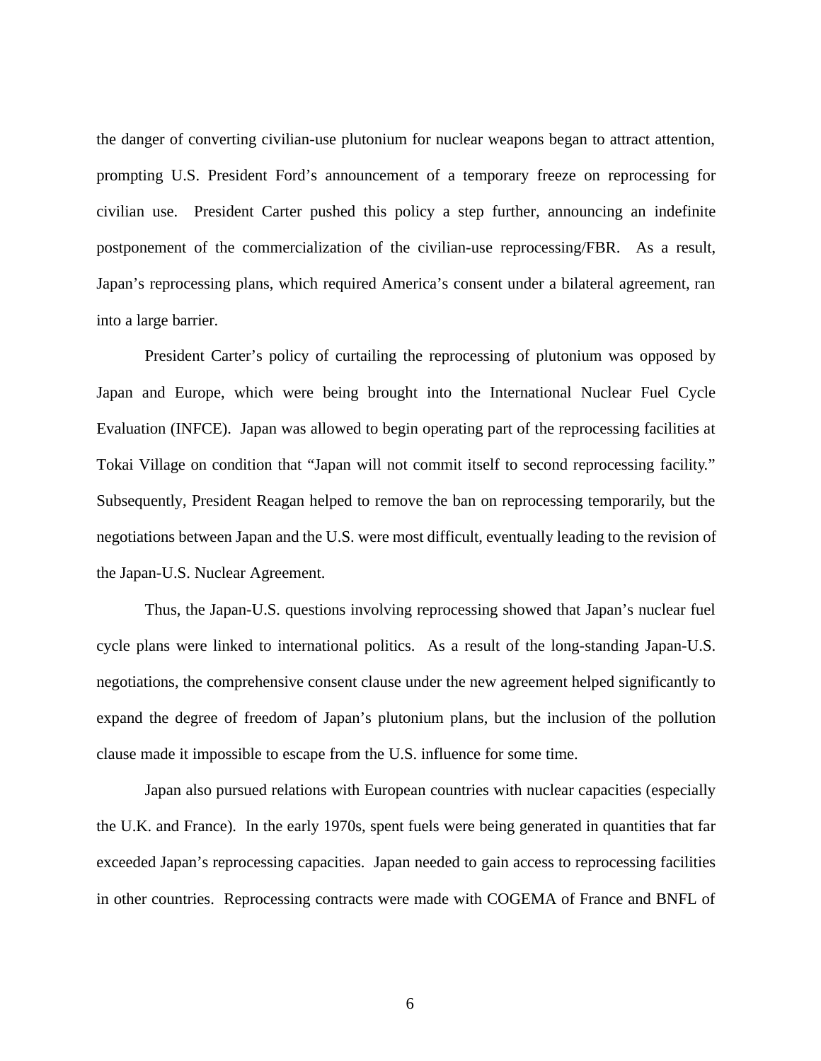the danger of converting civilian-use plutonium for nuclear weapons began to attract attention, prompting U.S. President Ford's announcement of a temporary freeze on reprocessing for civilian use. President Carter pushed this policy a step further, announcing an indefinite postponement of the commercialization of the civilian-use reprocessing/FBR. As a result, Japan's reprocessing plans, which required America's consent under a bilateral agreement, ran into a large barrier.

President Carter's policy of curtailing the reprocessing of plutonium was opposed by Japan and Europe, which were being brought into the International Nuclear Fuel Cycle Evaluation (INFCE). Japan was allowed to begin operating part of the reprocessing facilities at Tokai Village on condition that "Japan will not commit itself to second reprocessing facility." Subsequently, President Reagan helped to remove the ban on reprocessing temporarily, but the negotiations between Japan and the U.S. were most difficult, eventually leading to the revision of the Japan-U.S. Nuclear Agreement.

Thus, the Japan-U.S. questions involving reprocessing showed that Japan's nuclear fuel cycle plans were linked to international politics. As a result of the long-standing Japan-U.S. negotiations, the comprehensive consent clause under the new agreement helped significantly to expand the degree of freedom of Japan's plutonium plans, but the inclusion of the pollution clause made it impossible to escape from the U.S. influence for some time.

Japan also pursued relations with European countries with nuclear capacities (especially the U.K. and France). In the early 1970s, spent fuels were being generated in quantities that far exceeded Japan's reprocessing capacities. Japan needed to gain access to reprocessing facilities in other countries. Reprocessing contracts were made with COGEMA of France and BNFL of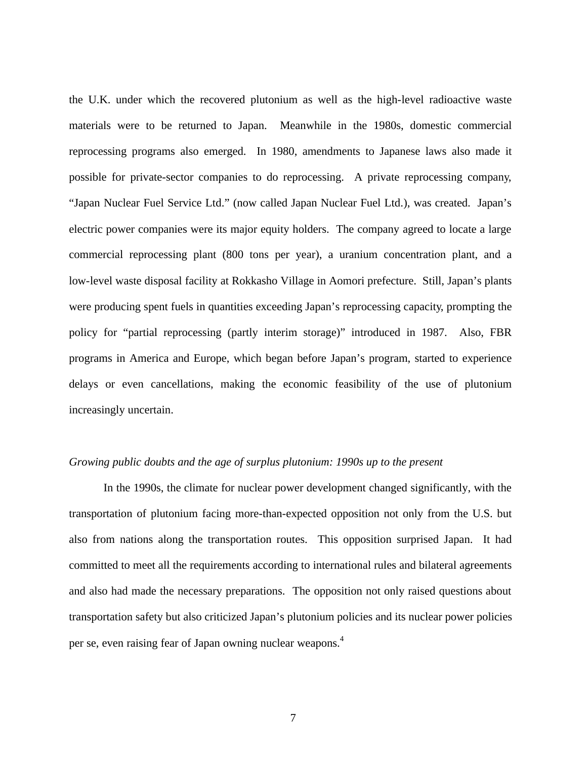the U.K. under which the recovered plutonium as well as the high-level radioactive waste materials were to be returned to Japan. Meanwhile in the 1980s, domestic commercial reprocessing programs also emerged. In 1980, amendments to Japanese laws also made it possible for private-sector companies to do reprocessing. A private reprocessing company, "Japan Nuclear Fuel Service Ltd." (now called Japan Nuclear Fuel Ltd.), was created. Japan's electric power companies were its major equity holders. The company agreed to locate a large commercial reprocessing plant (800 tons per year), a uranium concentration plant, and a low-level waste disposal facility at Rokkasho Village in Aomori prefecture. Still, Japan's plants were producing spent fuels in quantities exceeding Japan's reprocessing capacity, prompting the policy for "partial reprocessing (partly interim storage)" introduced in 1987. Also, FBR programs in America and Europe, which began before Japan's program, started to experience delays or even cancellations, making the economic feasibility of the use of plutonium increasingly uncertain.

*Growing public doubts and the age of surplus plutonium: 1990s up to the present*

In the 1990s, the climate for nuclear power development changed significantly, with the transportation of plutonium facing more-than-expected opposition not only from the U.S. but also from nations along the transportation routes. This opposition surprised Japan. It had committed to meet all the requirements according to international rules and bilateral agreements and also had made the necessary preparations. The opposition not only raised questions about transportation safety but also criticized Japan's plutonium policies and its nuclear power policies per se, even raising fear of Japan owning nuclear weapons.[4]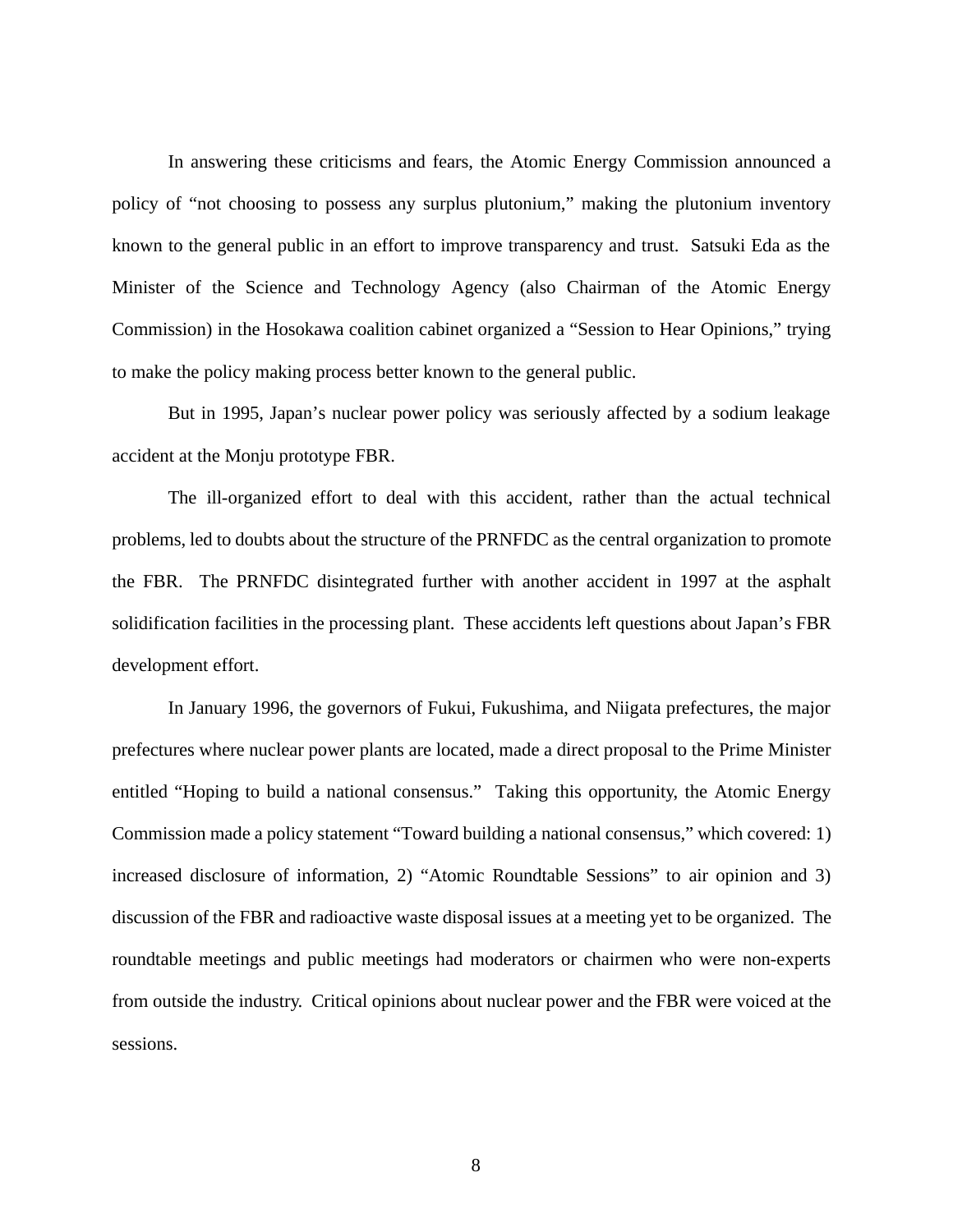In answering these criticisms and fears, the Atomic Energy Commission announced a policy of "not choosing to possess any surplus plutonium," making the plutonium inventory known to the general public in an effort to improve transparency and trust. Satsuki Eda as the Minister of the Science and Technology Agency (also Chairman of the Atomic Energy Commission) in the Hosokawa coalition cabinet organized a "Session to Hear Opinions," trying to make the policy making process better known to the general public.

But in 1995, Japan's nuclear power policy was seriously affected by a sodium leakage accident at the Monju prototype FBR.

The ill-organized effort to deal with this accident, rather than the actual technical problems, led to doubts about the structure of the PRNFDC as the central organization to promote the FBR. The PRNFDC disintegrated further with another accident in 1997 at the asphalt solidification facilities in the processing plant. These accidents left questions about Japan's FBR development effort.

In January 1996, the governors of Fukui, Fukushima, and Niigata prefectures, the major prefectures where nuclear power plants are located, made a direct proposal to the Prime Minister entitled "Hoping to build a national consensus." Taking this opportunity, the Atomic Energy Commission made a policy statement "Toward building a national consensus," which covered: 1) increased disclosure of information, 2) "Atomic Roundtable Sessions" to air opinion and 3) discussion of the FBR and radioactive waste disposal issues at a meeting yet to be organized. The roundtable meetings and public meetings had moderators or chairmen who were non-experts from outside the industry. Critical opinions about nuclear power and the FBR were voiced at the sessions.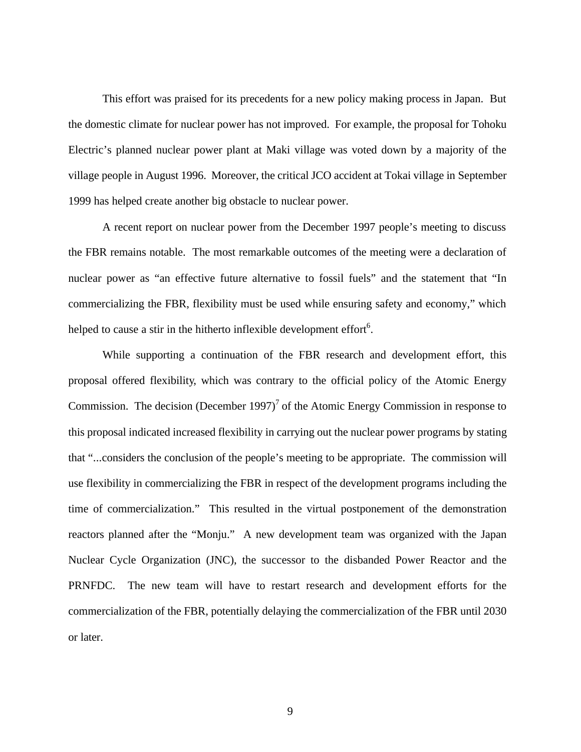This effort was praised for its precedents for a new policy making process in Japan. But the domestic climate for nuclear power has not improved. For example, the proposal for Tohoku Electric's planned nuclear power plant at Maki village was voted down by a majority of the village people in August 1996. Moreover, the critical JCO accident at Tokai village in September 1999 has helped create another big obstacle to nuclear power.

A recent report on nuclear power from the December 1997 people's meeting to discuss the FBR remains notable. The most remarkable outcomes of the meeting were a declaration of nuclear power as "an effective future alternative to fossil fuels" and the statement that "In commercializing the FBR, flexibility must be used while ensuring safety and economy," which helped to cause a stir in the hitherto inflexible development effort[6].

While supporting a continuation of the FBR research and development effort, this proposal offered flexibility, which was contrary to the official policy of the Atomic Energy Commission. The decision (December 1997)[7] of the Atomic Energy Commission in response to this proposal indicated increased flexibility in carrying out the nuclear power programs by stating that "...considers the conclusion of the people's meeting to be appropriate. The commission will use flexibility in commercializing the FBR in respect of the development programs including the time of commercialization." This resulted in the virtual postponement of the demonstration reactors planned after the "Monju." A new development team was organized with the Japan Nuclear Cycle Organization (JNC), the successor to the disbanded Power Reactor and the PRNFDC. The new team will have to restart research and development efforts for the commercialization of the FBR, potentially delaying the commercialization of the FBR until 2030 or later.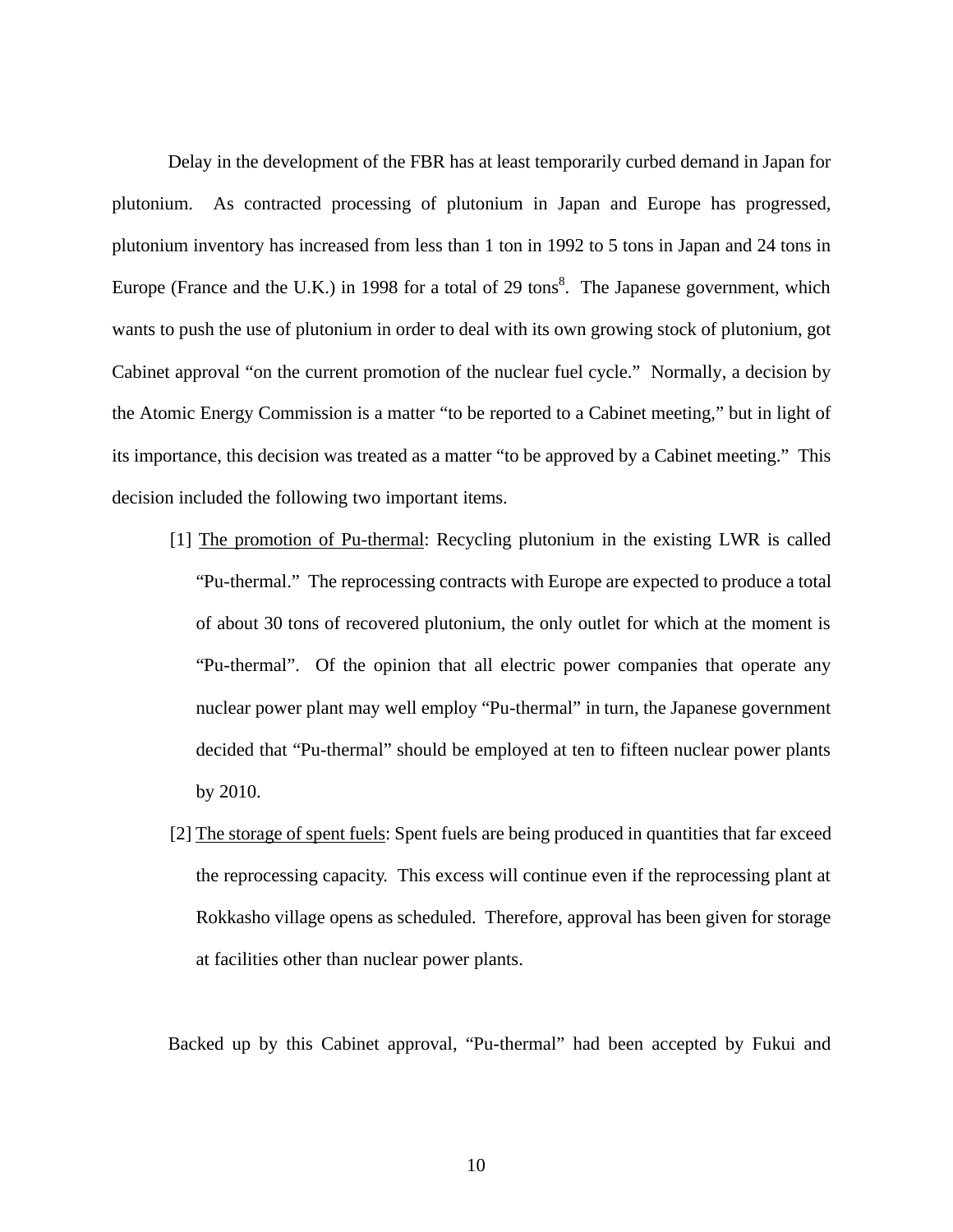Delay in the development of the FBR has at least temporarily curbed demand in Japan for plutonium. As contracted processing of plutonium in Japan and Europe has progressed, plutonium inventory has increased from less than 1 ton in 1992 to 5 tons in Japan and 24 tons in Europe (France and the U.K.) in 1998 for a total of 29 tons[8]. The Japanese government, which wants to push the use of plutonium in order to deal with its own growing stock of plutonium, got Cabinet approval "on the current promotion of the nuclear fuel cycle." Normally, a decision by the Atomic Energy Commission is a matter "to be reported to a Cabinet meeting," but in light of its importance, this decision was treated as a matter "to be approved by a Cabinet meeting." This decision included the following two important items.

[1] <u>The promotion of Pu-thermal</u>: Recycling plutonium in the existing LWR is called "Pu-thermal." The reprocessing contracts with Europe are expected to produce a total of about 30 tons of recovered plutonium, the only outlet for which at the moment is "Pu-thermal". Of the opinion that all electric power companies that operate any nuclear power plant may well employ "Pu-thermal" in turn, the Japanese government decided that "Pu-thermal" should be employed at ten to fifteen nuclear power plants by 2010.

[2] <u>The storage of spent fuels</u>: Spent fuels are being produced in quantities that far exceed the reprocessing capacity. This excess will continue even if the reprocessing plant at Rokkasho village opens as scheduled. Therefore, approval has been given for storage at facilities other than nuclear power plants.

Backed up by this Cabinet approval, "Pu-thermal" had been accepted by Fukui and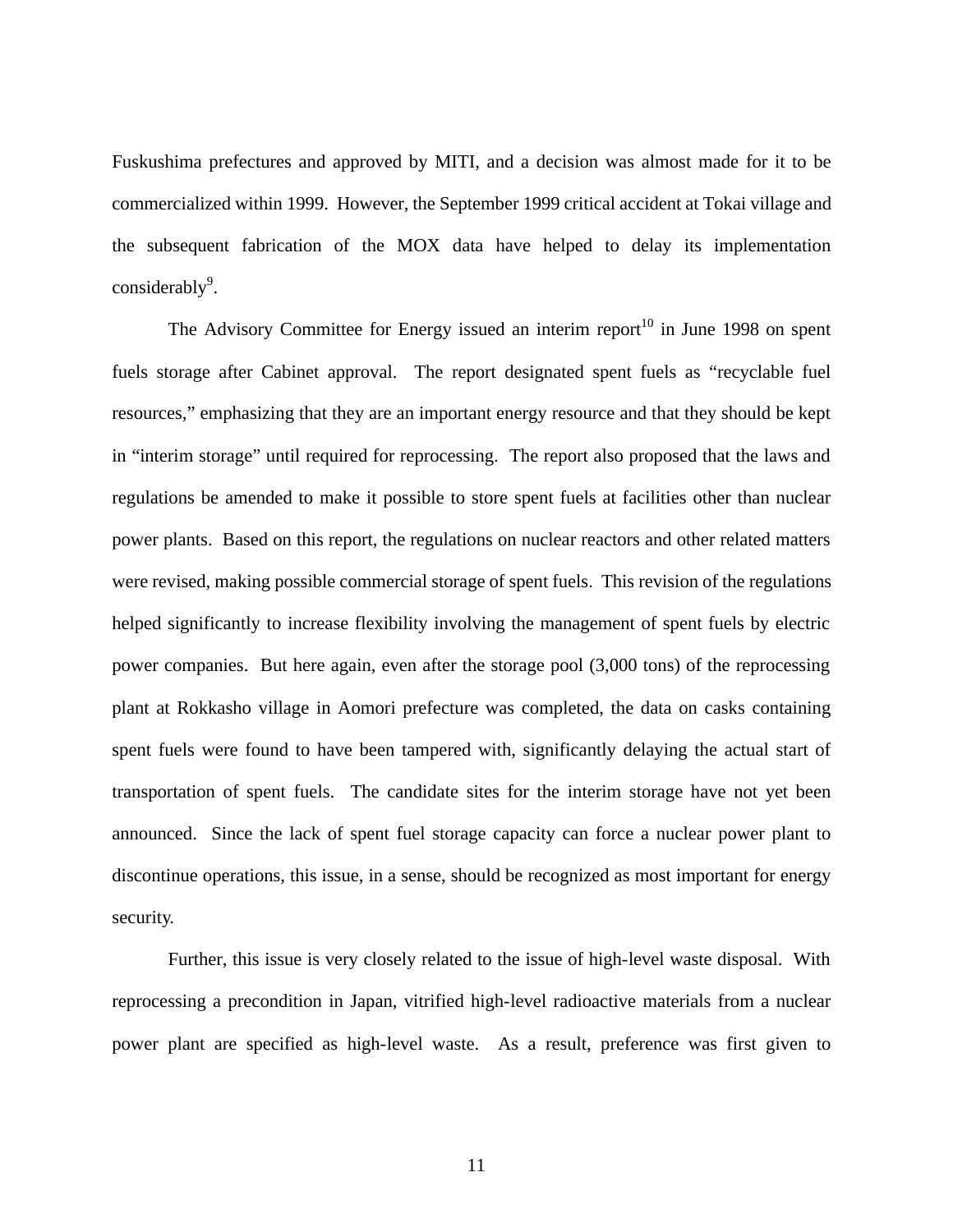Fuskushima prefectures and approved by MITI, and a decision was almost made for it to be commercialized within 1999. However, the September 1999 critical accident at Tokai village and the subsequent fabrication of the MOX data have helped to delay its implementation considerably[9].

The Advisory Committee for Energy issued an interim report[10] in June 1998 on spent fuels storage after Cabinet approval. The report designated spent fuels as "recyclable fuel resources," emphasizing that they are an important energy resource and that they should be kept in "interim storage" until required for reprocessing. The report also proposed that the laws and regulations be amended to make it possible to store spent fuels at facilities other than nuclear power plants. Based on this report, the regulations on nuclear reactors and other related matters were revised, making possible commercial storage of spent fuels. This revision of the regulations helped significantly to increase flexibility involving the management of spent fuels by electric power companies. But here again, even after the storage pool (3,000 tons) of the reprocessing plant at Rokkasho village in Aomori prefecture was completed, the data on casks containing spent fuels were found to have been tampered with, significantly delaying the actual start of transportation of spent fuels. The candidate sites for the interim storage have not yet been announced. Since the lack of spent fuel storage capacity can force a nuclear power plant to discontinue operations, this issue, in a sense, should be recognized as most important for energy security.

Further, this issue is very closely related to the issue of high-level waste disposal. With reprocessing a precondition in Japan, vitrified high-level radioactive materials from a nuclear power plant are specified as high-level waste. As a result, preference was first given to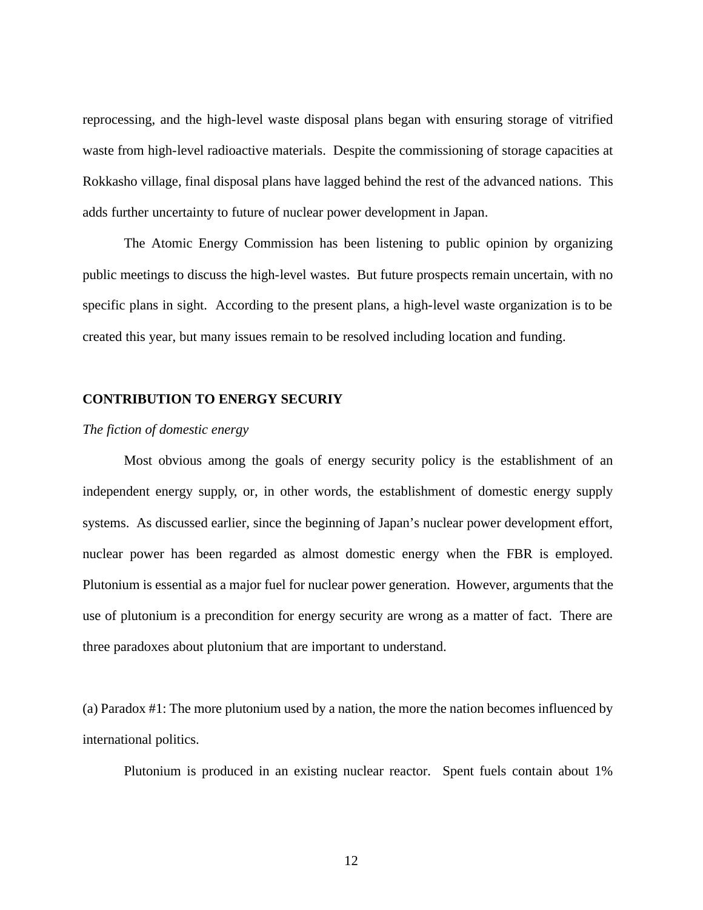reprocessing, and the high-level waste disposal plans began with ensuring storage of vitrified waste from high-level radioactive materials. Despite the commissioning of storage capacities at Rokkasho village, final disposal plans have lagged behind the rest of the advanced nations. This adds further uncertainty to future of nuclear power development in Japan.

The Atomic Energy Commission has been listening to public opinion by organizing public meetings to discuss the high-level wastes. But future prospects remain uncertain, with no specific plans in sight. According to the present plans, a high-level waste organization is to be created this year, but many issues remain to be resolved including location and funding.

## CONTRIBUTION TO ENERGY SECURIY

*The fiction of domestic energy*

Most obvious among the goals of energy security policy is the establishment of an independent energy supply, or, in other words, the establishment of domestic energy supply systems. As discussed earlier, since the beginning of Japan's nuclear power development effort, nuclear power has been regarded as almost domestic energy when the FBR is employed. Plutonium is essential as a major fuel for nuclear power generation. However, arguments that the use of plutonium is a precondition for energy security are wrong as a matter of fact. There are three paradoxes about plutonium that are important to understand.

(a) Paradox #1: The more plutonium used by a nation, the more the nation becomes influenced by international politics.

Plutonium is produced in an existing nuclear reactor. Spent fuels contain about 1%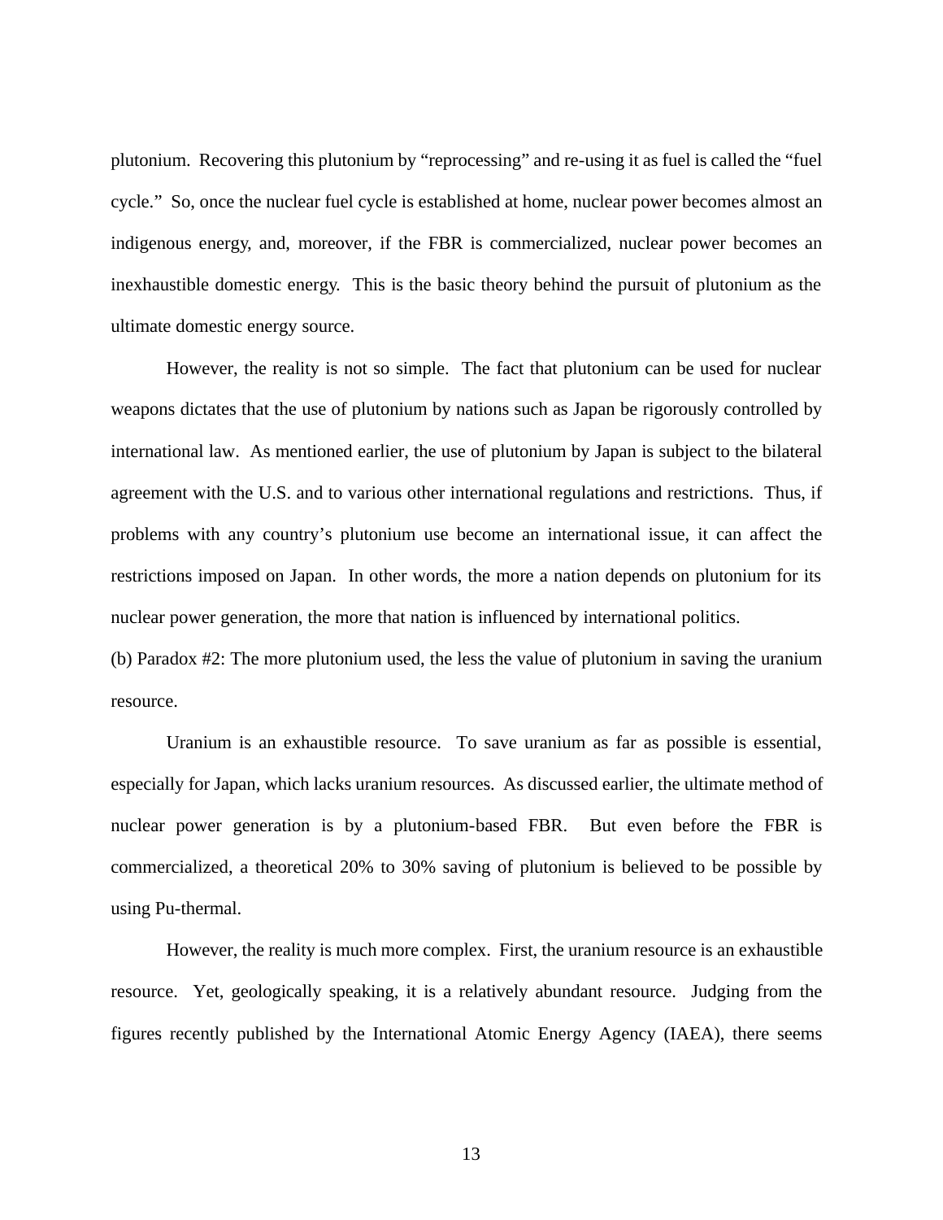plutonium. Recovering this plutonium by “reprocessing” and re-using it as fuel is called the “fuel cycle.” So, once the nuclear fuel cycle is established at home, nuclear power becomes almost an indigenous energy, and, moreover, if the FBR is commercialized, nuclear power becomes an inexhaustible domestic energy. This is the basic theory behind the pursuit of plutonium as the ultimate domestic energy source.

However, the reality is not so simple. The fact that plutonium can be used for nuclear weapons dictates that the use of plutonium by nations such as Japan be rigorously controlled by international law. As mentioned earlier, the use of plutonium by Japan is subject to the bilateral agreement with the U.S. and to various other international regulations and restrictions. Thus, if problems with any country’s plutonium use become an international issue, it can affect the restrictions imposed on Japan. In other words, the more a nation depends on plutonium for its nuclear power generation, the more that nation is influenced by international politics.

(b) Paradox #2: The more plutonium used, the less the value of plutonium in saving the uranium resource.

Uranium is an exhaustible resource. To save uranium as far as possible is essential, especially for Japan, which lacks uranium resources. As discussed earlier, the ultimate method of nuclear power generation is by a plutonium-based FBR. But even before the FBR is commercialized, a theoretical 20% to 30% saving of plutonium is believed to be possible by using Pu-thermal.

However, the reality is much more complex. First, the uranium resource is an exhaustible resource. Yet, geologically speaking, it is a relatively abundant resource. Judging from the figures recently published by the International Atomic Energy Agency (IAEA), there seems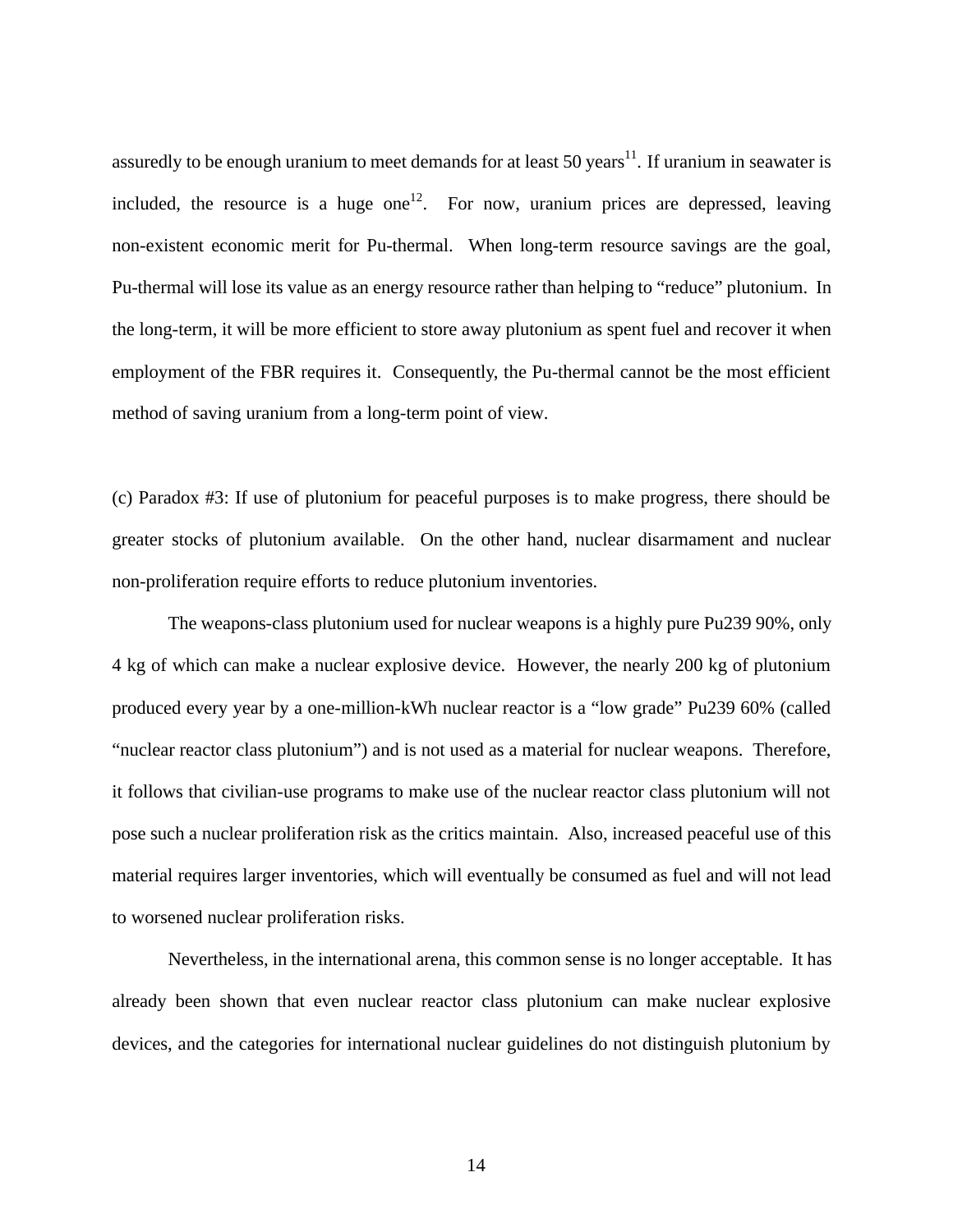assuredly to be enough uranium to meet demands for at least 50 years[11]. If uranium in seawater is included, the resource is a huge one[12]. For now, uranium prices are depressed, leaving non-existent economic merit for Pu-thermal. When long-term resource savings are the goal, Pu-thermal will lose its value as an energy resource rather than helping to "reduce" plutonium. In the long-term, it will be more efficient to store away plutonium as spent fuel and recover it when employment of the FBR requires it. Consequently, the Pu-thermal cannot be the most efficient method of saving uranium from a long-term point of view.

(c) Paradox #3: If use of plutonium for peaceful purposes is to make progress, there should be greater stocks of plutonium available. On the other hand, nuclear disarmament and nuclear non-proliferation require efforts to reduce plutonium inventories.

The weapons-class plutonium used for nuclear weapons is a highly pure Pu239 90%, only 4 kg of which can make a nuclear explosive device. However, the nearly 200 kg of plutonium produced every year by a one-million-kWh nuclear reactor is a "low grade" Pu239 60% (called "nuclear reactor class plutonium") and is not used as a material for nuclear weapons. Therefore, it follows that civilian-use programs to make use of the nuclear reactor class plutonium will not pose such a nuclear proliferation risk as the critics maintain. Also, increased peaceful use of this material requires larger inventories, which will eventually be consumed as fuel and will not lead to worsened nuclear proliferation risks.

Nevertheless, in the international arena, this common sense is no longer acceptable. It has already been shown that even nuclear reactor class plutonium can make nuclear explosive devices, and the categories for international nuclear guidelines do not distinguish plutonium by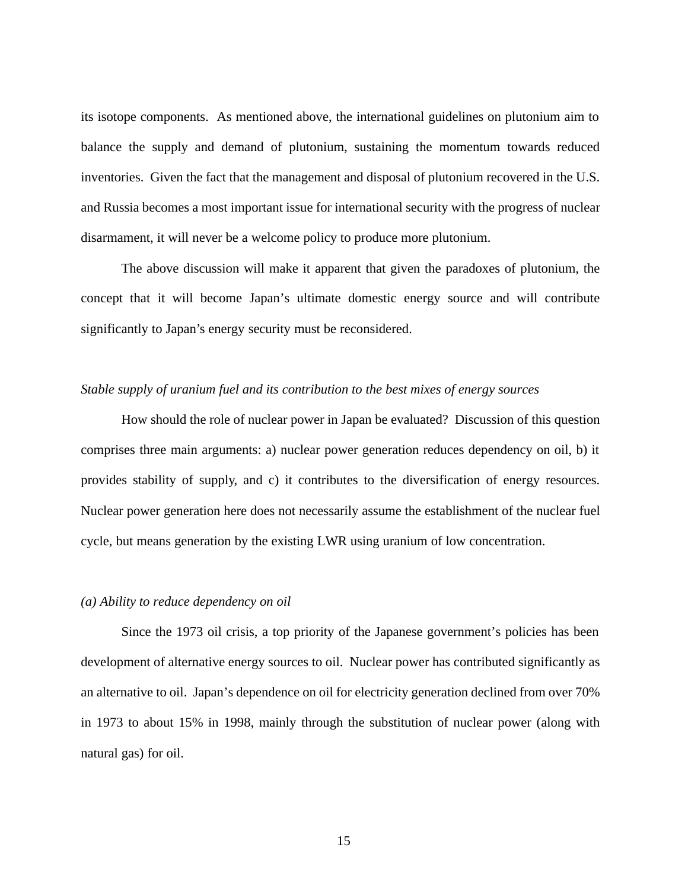its isotope components. As mentioned above, the international guidelines on plutonium aim to balance the supply and demand of plutonium, sustaining the momentum towards reduced inventories. Given the fact that the management and disposal of plutonium recovered in the U.S. and Russia becomes a most important issue for international security with the progress of nuclear disarmament, it will never be a welcome policy to produce more plutonium.

The above discussion will make it apparent that given the paradoxes of plutonium, the concept that it will become Japan's ultimate domestic energy source and will contribute significantly to Japan's energy security must be reconsidered.

*Stable supply of uranium fuel and its contribution to the best mixes of energy sources*

How should the role of nuclear power in Japan be evaluated? Discussion of this question comprises three main arguments: a) nuclear power generation reduces dependency on oil, b) it provides stability of supply, and c) it contributes to the diversification of energy resources. Nuclear power generation here does not necessarily assume the establishment of the nuclear fuel cycle, but means generation by the existing LWR using uranium of low concentration.

*(a) Ability to reduce dependency on oil*

Since the 1973 oil crisis, a top priority of the Japanese government's policies has been development of alternative energy sources to oil. Nuclear power has contributed significantly as an alternative to oil. Japan's dependence on oil for electricity generation declined from over 70% in 1973 to about 15% in 1998, mainly through the substitution of nuclear power (along with natural gas) for oil.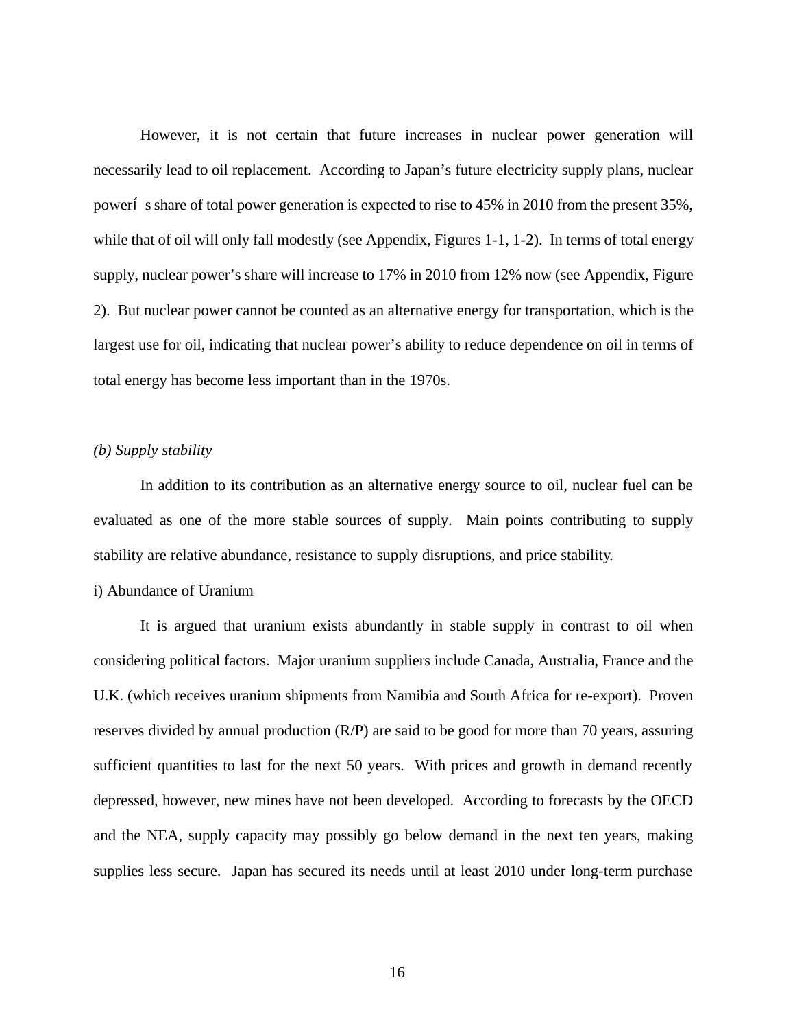However, it is not certain that future increases in nuclear power generation will necessarily lead to oil replacement. According to Japan's future electricity supply plans, nuclear powerı́ s share of total power generation is expected to rise to 45% in 2010 from the present 35%, while that of oil will only fall modestly (see Appendix, Figures 1-1, 1-2). In terms of total energy supply, nuclear power's share will increase to 17% in 2010 from 12% now (see Appendix, Figure 2). But nuclear power cannot be counted as an alternative energy for transportation, which is the largest use for oil, indicating that nuclear power's ability to reduce dependence on oil in terms of total energy has become less important than in the 1970s.

*(b) Supply stability*

In addition to its contribution as an alternative energy source to oil, nuclear fuel can be evaluated as one of the more stable sources of supply. Main points contributing to supply stability are relative abundance, resistance to supply disruptions, and price stability.

i) Abundance of Uranium

It is argued that uranium exists abundantly in stable supply in contrast to oil when considering political factors. Major uranium suppliers include Canada, Australia, France and the U.K. (which receives uranium shipments from Namibia and South Africa for re-export). Proven reserves divided by annual production (R/P) are said to be good for more than 70 years, assuring sufficient quantities to last for the next 50 years. With prices and growth in demand recently depressed, however, new mines have not been developed. According to forecasts by the OECD and the NEA, supply capacity may possibly go below demand in the next ten years, making supplies less secure. Japan has secured its needs until at least 2010 under long-term purchase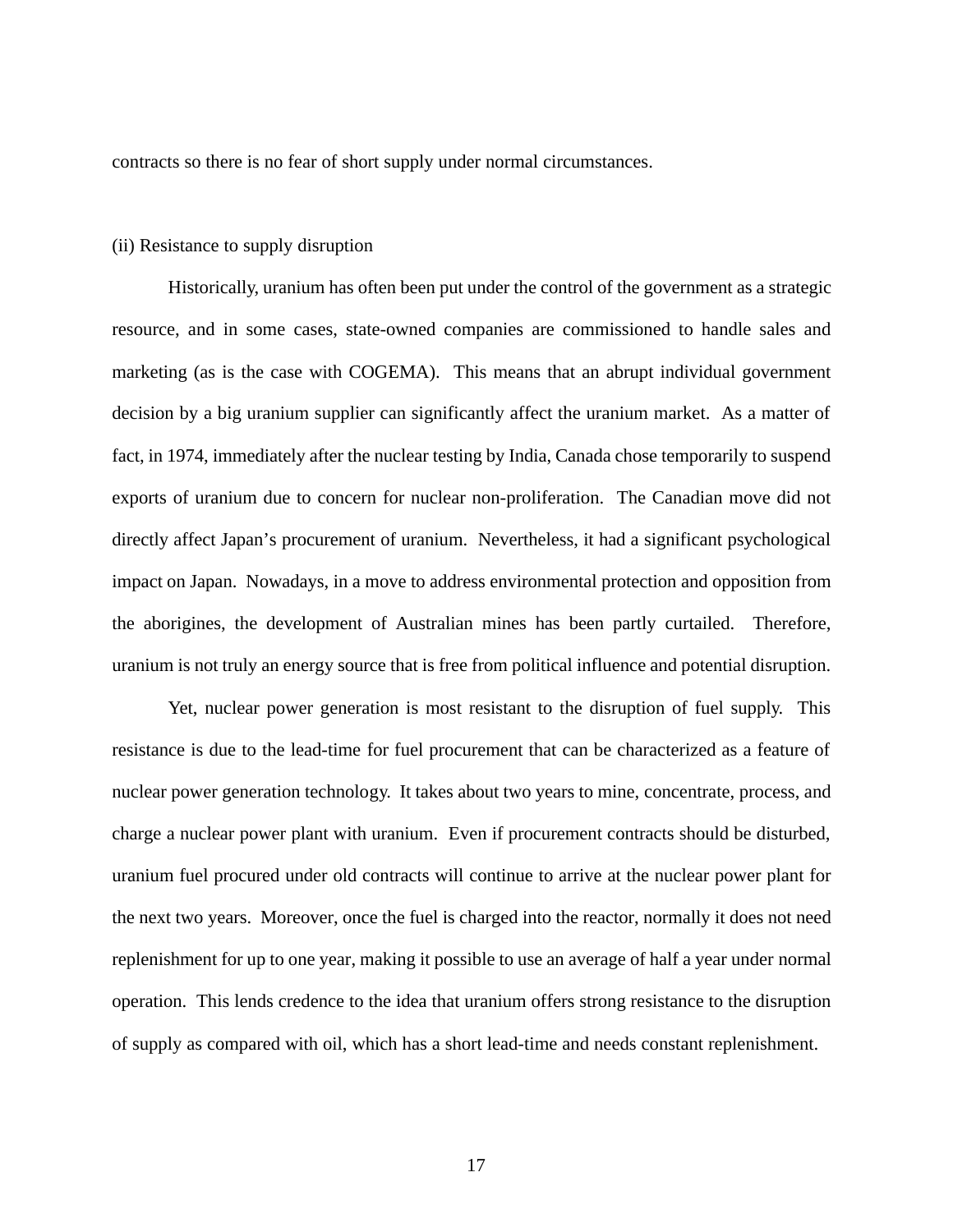contracts so there is no fear of short supply under normal circumstances.

(ii) Resistance to supply disruption

Historically, uranium has often been put under the control of the government as a strategic resource, and in some cases, state-owned companies are commissioned to handle sales and marketing (as is the case with COGEMA). This means that an abrupt individual government decision by a big uranium supplier can significantly affect the uranium market. As a matter of fact, in 1974, immediately after the nuclear testing by India, Canada chose temporarily to suspend exports of uranium due to concern for nuclear non-proliferation. The Canadian move did not directly affect Japan's procurement of uranium. Nevertheless, it had a significant psychological impact on Japan. Nowadays, in a move to address environmental protection and opposition from the aborigines, the development of Australian mines has been partly curtailed. Therefore, uranium is not truly an energy source that is free from political influence and potential disruption.

Yet, nuclear power generation is most resistant to the disruption of fuel supply. This resistance is due to the lead-time for fuel procurement that can be characterized as a feature of nuclear power generation technology. It takes about two years to mine, concentrate, process, and charge a nuclear power plant with uranium. Even if procurement contracts should be disturbed, uranium fuel procured under old contracts will continue to arrive at the nuclear power plant for the next two years. Moreover, once the fuel is charged into the reactor, normally it does not need replenishment for up to one year, making it possible to use an average of half a year under normal operation. This lends credence to the idea that uranium offers strong resistance to the disruption of supply as compared with oil, which has a short lead-time and needs constant replenishment.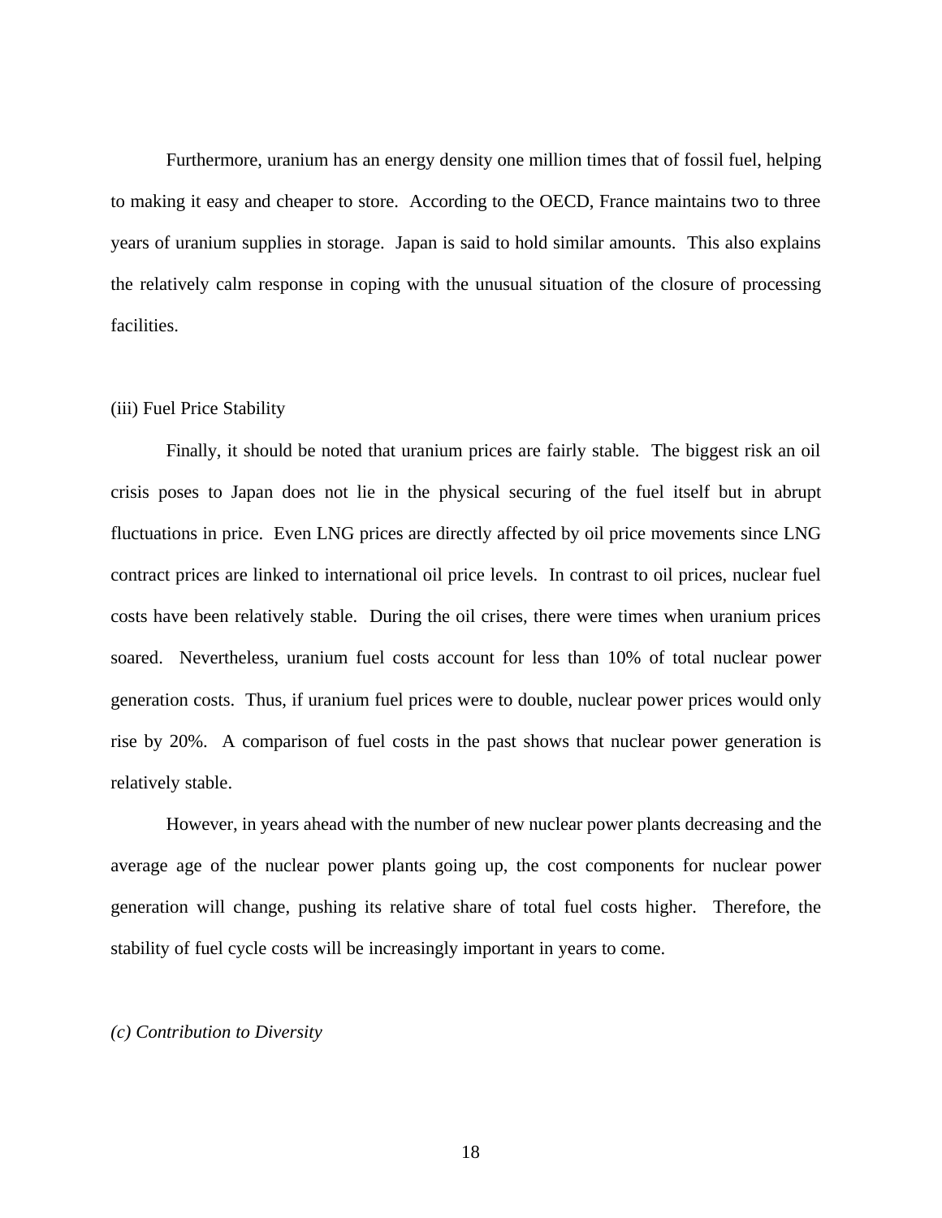Furthermore, uranium has an energy density one million times that of fossil fuel, helping to making it easy and cheaper to store. According to the OECD, France maintains two to three years of uranium supplies in storage. Japan is said to hold similar amounts. This also explains the relatively calm response in coping with the unusual situation of the closure of processing facilities.

(iii) Fuel Price Stability

Finally, it should be noted that uranium prices are fairly stable. The biggest risk an oil crisis poses to Japan does not lie in the physical securing of the fuel itself but in abrupt fluctuations in price. Even LNG prices are directly affected by oil price movements since LNG contract prices are linked to international oil price levels. In contrast to oil prices, nuclear fuel costs have been relatively stable. During the oil crises, there were times when uranium prices soared. Nevertheless, uranium fuel costs account for less than 10% of total nuclear power generation costs. Thus, if uranium fuel prices were to double, nuclear power prices would only rise by 20%. A comparison of fuel costs in the past shows that nuclear power generation is relatively stable.

However, in years ahead with the number of new nuclear power plants decreasing and the average age of the nuclear power plants going up, the cost components for nuclear power generation will change, pushing its relative share of total fuel costs higher. Therefore, the stability of fuel cycle costs will be increasingly important in years to come.

*(c) Contribution to Diversity*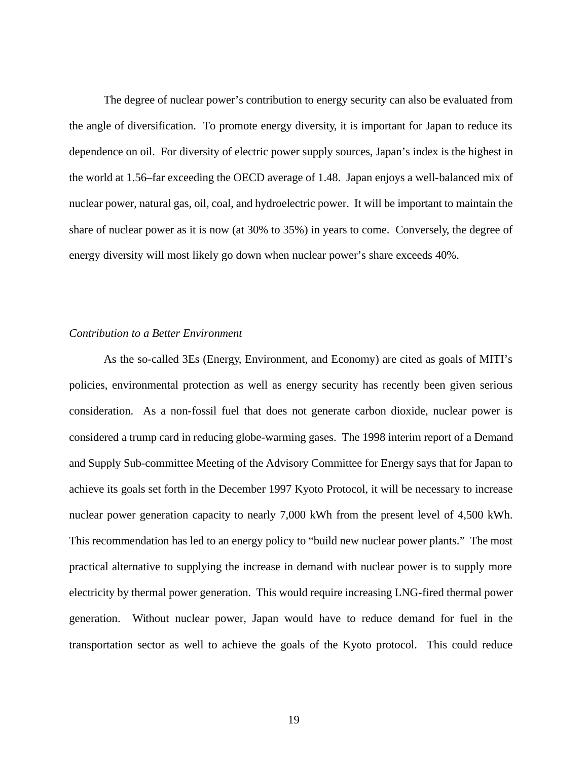The degree of nuclear power's contribution to energy security can also be evaluated from the angle of diversification. To promote energy diversity, it is important for Japan to reduce its dependence on oil. For diversity of electric power supply sources, Japan's index is the highest in the world at 1.56–far exceeding the OECD average of 1.48. Japan enjoys a well-balanced mix of nuclear power, natural gas, oil, coal, and hydroelectric power. It will be important to maintain the share of nuclear power as it is now (at 30% to 35%) in years to come. Conversely, the degree of energy diversity will most likely go down when nuclear power's share exceeds 40%.

*Contribution to a Better Environment*

As the so-called 3Es (Energy, Environment, and Economy) are cited as goals of MITI's policies, environmental protection as well as energy security has recently been given serious consideration. As a non-fossil fuel that does not generate carbon dioxide, nuclear power is considered a trump card in reducing globe-warming gases. The 1998 interim report of a Demand and Supply Sub-committee Meeting of the Advisory Committee for Energy says that for Japan to achieve its goals set forth in the December 1997 Kyoto Protocol, it will be necessary to increase nuclear power generation capacity to nearly 7,000 kWh from the present level of 4,500 kWh. This recommendation has led to an energy policy to "build new nuclear power plants." The most practical alternative to supplying the increase in demand with nuclear power is to supply more electricity by thermal power generation. This would require increasing LNG-fired thermal power generation. Without nuclear power, Japan would have to reduce demand for fuel in the transportation sector as well to achieve the goals of the Kyoto protocol. This could reduce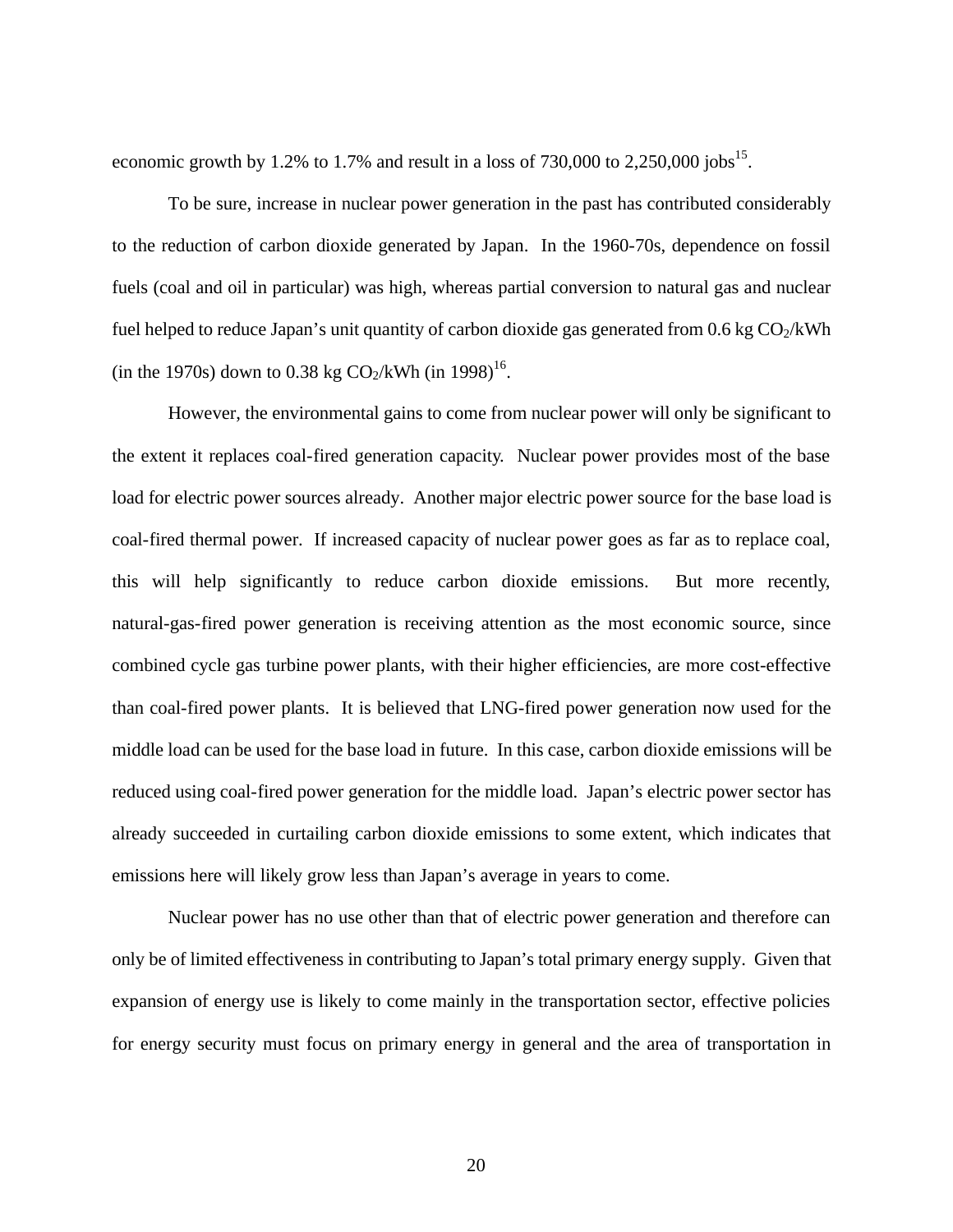economic growth by 1.2% to 1.7% and result in a loss of 730,000 to 2,250,000 jobs[15].

To be sure, increase in nuclear power generation in the past has contributed considerably to the reduction of carbon dioxide generated by Japan. In the 1960-70s, dependence on fossil fuels (coal and oil in particular) was high, whereas partial conversion to natural gas and nuclear fuel helped to reduce Japan's unit quantity of carbon dioxide gas generated from 0.6 kg $CO_2$/kWh (in the 1970s) down to 0.38 kg $CO_2$/kWh (in 1998)[16].

However, the environmental gains to come from nuclear power will only be significant to the extent it replaces coal-fired generation capacity. Nuclear power provides most of the base load for electric power sources already. Another major electric power source for the base load is coal-fired thermal power. If increased capacity of nuclear power goes as far as to replace coal, this will help significantly to reduce carbon dioxide emissions. But more recently, natural-gas-fired power generation is receiving attention as the most economic source, since combined cycle gas turbine power plants, with their higher efficiencies, are more cost-effective than coal-fired power plants. It is believed that LNG-fired power generation now used for the middle load can be used for the base load in future. In this case, carbon dioxide emissions will be reduced using coal-fired power generation for the middle load. Japan's electric power sector has already succeeded in curtailing carbon dioxide emissions to some extent, which indicates that emissions here will likely grow less than Japan's average in years to come.

Nuclear power has no use other than that of electric power generation and therefore can only be of limited effectiveness in contributing to Japan's total primary energy supply. Given that expansion of energy use is likely to come mainly in the transportation sector, effective policies for energy security must focus on primary energy in general and the area of transportation in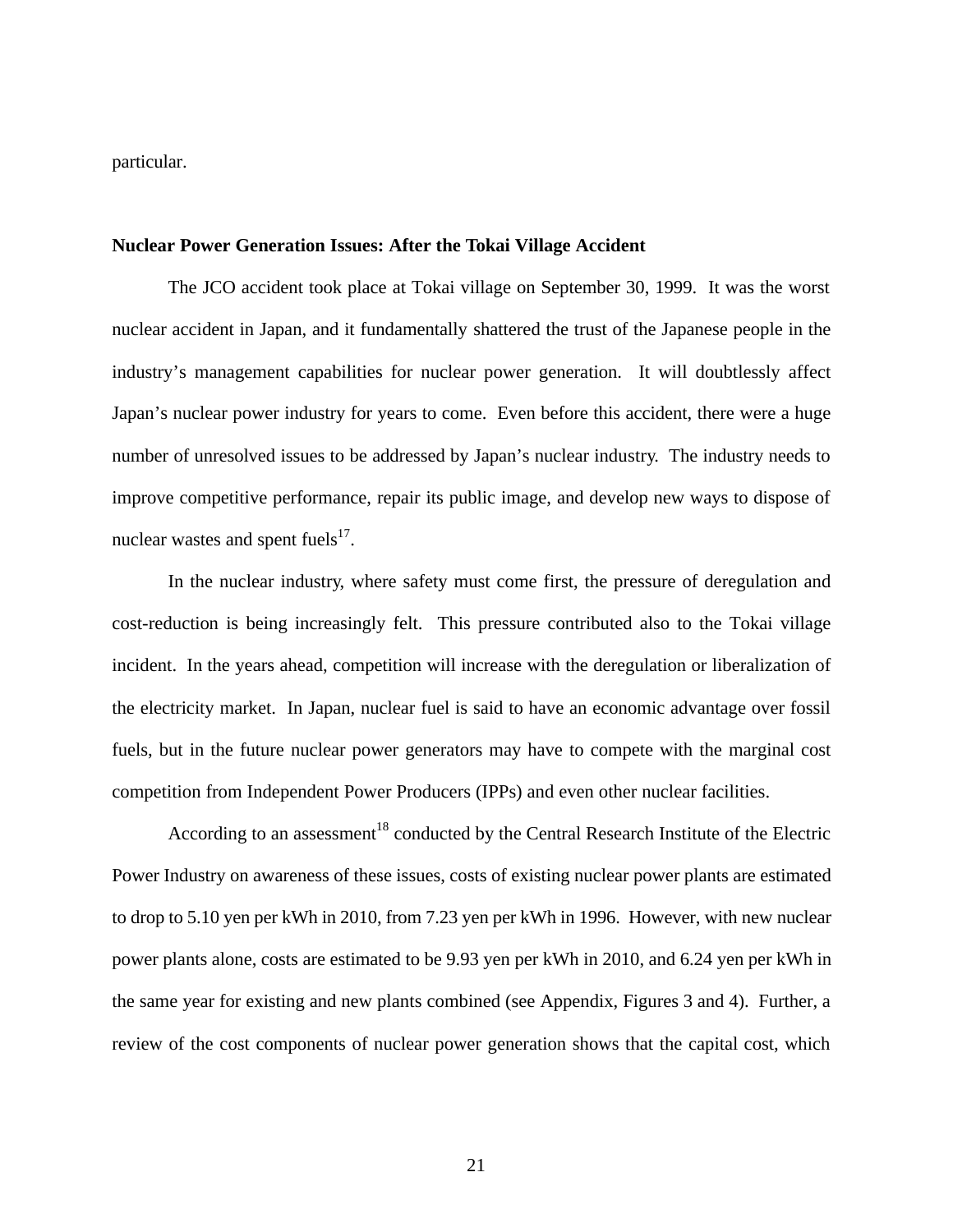particular.

**Nuclear Power Generation Issues: After the Tokai Village Accident**

The JCO accident took place at Tokai village on September 30, 1999. It was the worst nuclear accident in Japan, and it fundamentally shattered the trust of the Japanese people in the industry's management capabilities for nuclear power generation. It will doubtlessly affect Japan's nuclear power industry for years to come. Even before this accident, there were a huge number of unresolved issues to be addressed by Japan's nuclear industry. The industry needs to improve competitive performance, repair its public image, and develop new ways to dispose of nuclear wastes and spent fuels[17].

In the nuclear industry, where safety must come first, the pressure of deregulation and cost-reduction is being increasingly felt. This pressure contributed also to the Tokai village incident. In the years ahead, competition will increase with the deregulation or liberalization of the electricity market. In Japan, nuclear fuel is said to have an economic advantage over fossil fuels, but in the future nuclear power generators may have to compete with the marginal cost competition from Independent Power Producers (IPPs) and even other nuclear facilities.

According to an assessment[18] conducted by the Central Research Institute of the Electric Power Industry on awareness of these issues, costs of existing nuclear power plants are estimated to drop to 5.10 yen per kWh in 2010, from 7.23 yen per kWh in 1996. However, with new nuclear power plants alone, costs are estimated to be 9.93 yen per kWh in 2010, and 6.24 yen per kWh in the same year for existing and new plants combined (see Appendix, Figures 3 and 4). Further, a review of the cost components of nuclear power generation shows that the capital cost, which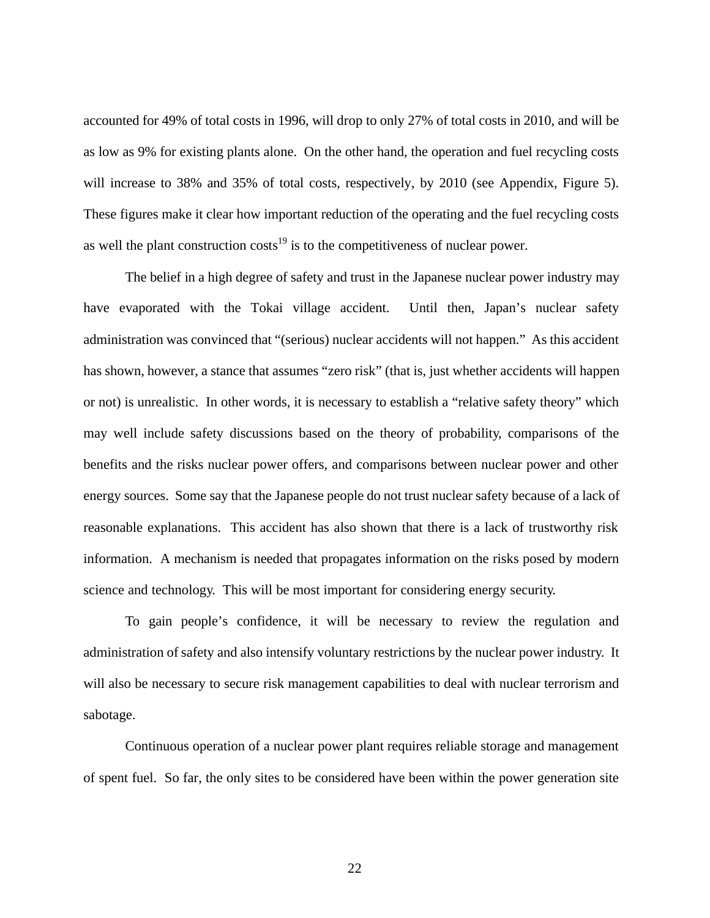accounted for 49% of total costs in 1996, will drop to only 27% of total costs in 2010, and will be as low as 9% for existing plants alone. On the other hand, the operation and fuel recycling costs will increase to 38% and 35% of total costs, respectively, by 2010 (see Appendix, Figure 5). These figures make it clear how important reduction of the operating and the fuel recycling costs as well the plant construction costs[19] is to the competitiveness of nuclear power.

The belief in a high degree of safety and trust in the Japanese nuclear power industry may have evaporated with the Tokai village accident. Until then, Japan's nuclear safety administration was convinced that "(serious) nuclear accidents will not happen." As this accident has shown, however, a stance that assumes "zero risk" (that is, just whether accidents will happen or not) is unrealistic. In other words, it is necessary to establish a "relative safety theory" which may well include safety discussions based on the theory of probability, comparisons of the benefits and the risks nuclear power offers, and comparisons between nuclear power and other energy sources. Some say that the Japanese people do not trust nuclear safety because of a lack of reasonable explanations. This accident has also shown that there is a lack of trustworthy risk information. A mechanism is needed that propagates information on the risks posed by modern science and technology. This will be most important for considering energy security.

To gain people's confidence, it will be necessary to review the regulation and administration of safety and also intensify voluntary restrictions by the nuclear power industry. It will also be necessary to secure risk management capabilities to deal with nuclear terrorism and sabotage.

Continuous operation of a nuclear power plant requires reliable storage and management of spent fuel. So far, the only sites to be considered have been within the power generation site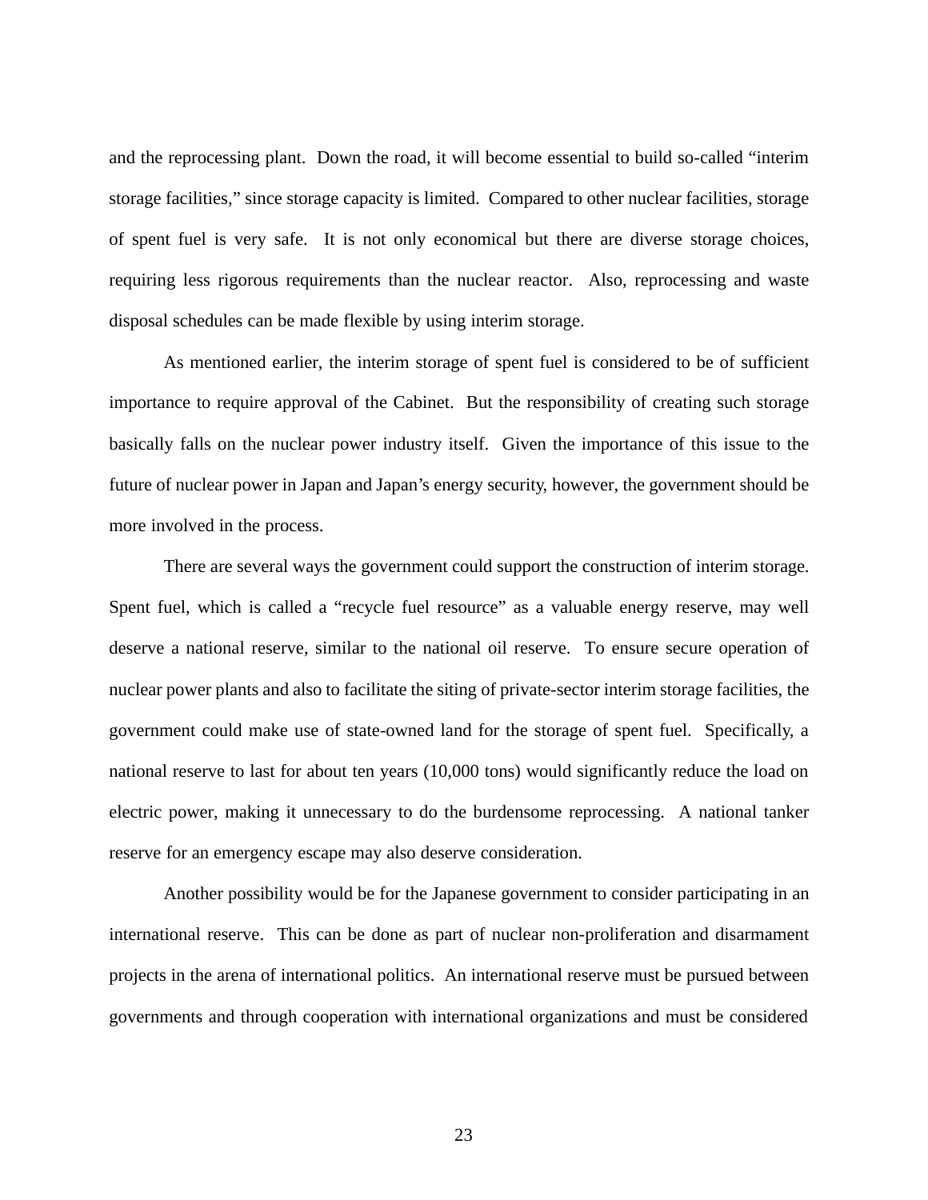and the reprocessing plant. Down the road, it will become essential to build so-called "interim storage facilities," since storage capacity is limited. Compared to other nuclear facilities, storage of spent fuel is very safe. It is not only economical but there are diverse storage choices, requiring less rigorous requirements than the nuclear reactor. Also, reprocessing and waste disposal schedules can be made flexible by using interim storage.

As mentioned earlier, the interim storage of spent fuel is considered to be of sufficient importance to require approval of the Cabinet. But the responsibility of creating such storage basically falls on the nuclear power industry itself. Given the importance of this issue to the future of nuclear power in Japan and Japan's energy security, however, the government should be more involved in the process.

There are several ways the government could support the construction of interim storage. Spent fuel, which is called a "recycle fuel resource" as a valuable energy reserve, may well deserve a national reserve, similar to the national oil reserve. To ensure secure operation of nuclear power plants and also to facilitate the siting of private-sector interim storage facilities, the government could make use of state-owned land for the storage of spent fuel. Specifically, a national reserve to last for about ten years (10,000 tons) would significantly reduce the load on electric power, making it unnecessary to do the burdensome reprocessing. A national tanker reserve for an emergency escape may also deserve consideration.

Another possibility would be for the Japanese government to consider participating in an international reserve. This can be done as part of nuclear non-proliferation and disarmament projects in the arena of international politics. An international reserve must be pursued between governments and through cooperation with international organizations and must be considered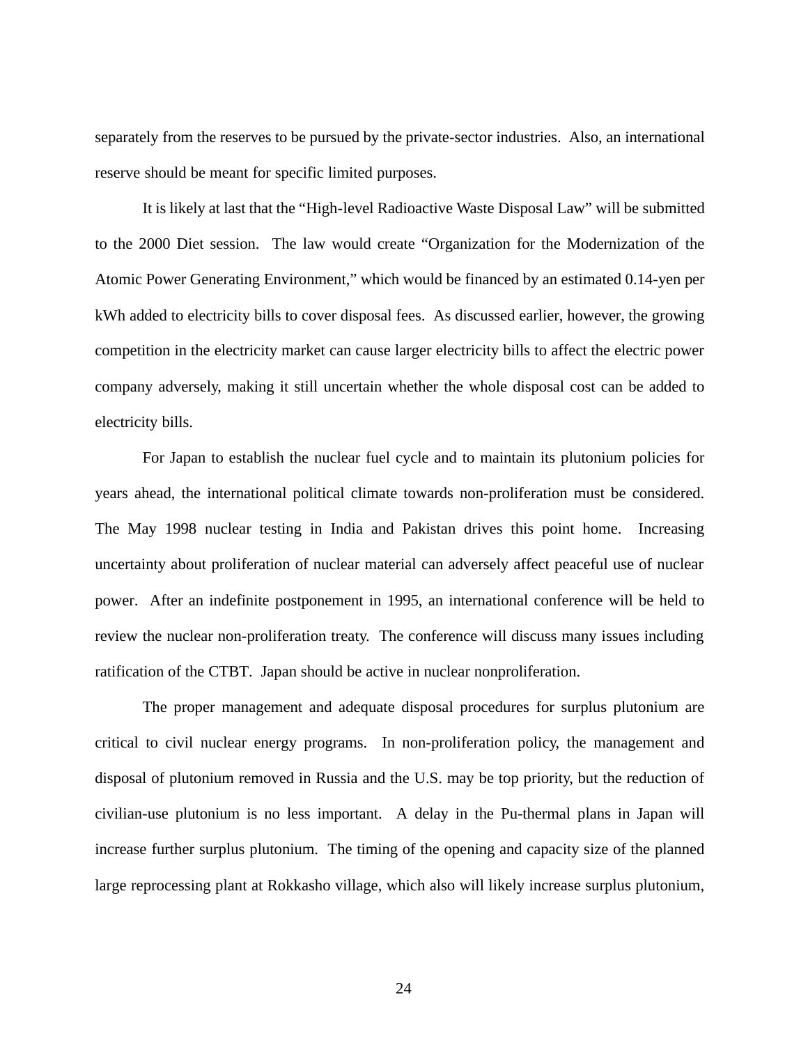separately from the reserves to be pursued by the private-sector industries. Also, an international reserve should be meant for specific limited purposes.

It is likely at last that the “High-level Radioactive Waste Disposal Law” will be submitted to the 2000 Diet session. The law would create “Organization for the Modernization of the Atomic Power Generating Environment,” which would be financed by an estimated 0.14-yen per kWh added to electricity bills to cover disposal fees. As discussed earlier, however, the growing competition in the electricity market can cause larger electricity bills to affect the electric power company adversely, making it still uncertain whether the whole disposal cost can be added to electricity bills.

For Japan to establish the nuclear fuel cycle and to maintain its plutonium policies for years ahead, the international political climate towards non-proliferation must be considered. The May 1998 nuclear testing in India and Pakistan drives this point home. Increasing uncertainty about proliferation of nuclear material can adversely affect peaceful use of nuclear power. After an indefinite postponement in 1995, an international conference will be held to review the nuclear non-proliferation treaty. The conference will discuss many issues including ratification of the CTBT. Japan should be active in nuclear nonproliferation.

The proper management and adequate disposal procedures for surplus plutonium are critical to civil nuclear energy programs. In non-proliferation policy, the management and disposal of plutonium removed in Russia and the U.S. may be top priority, but the reduction of civilian-use plutonium is no less important. A delay in the Pu-thermal plans in Japan will increase further surplus plutonium. The timing of the opening and capacity size of the planned large reprocessing plant at Rokkasho village, which also will likely increase surplus plutonium,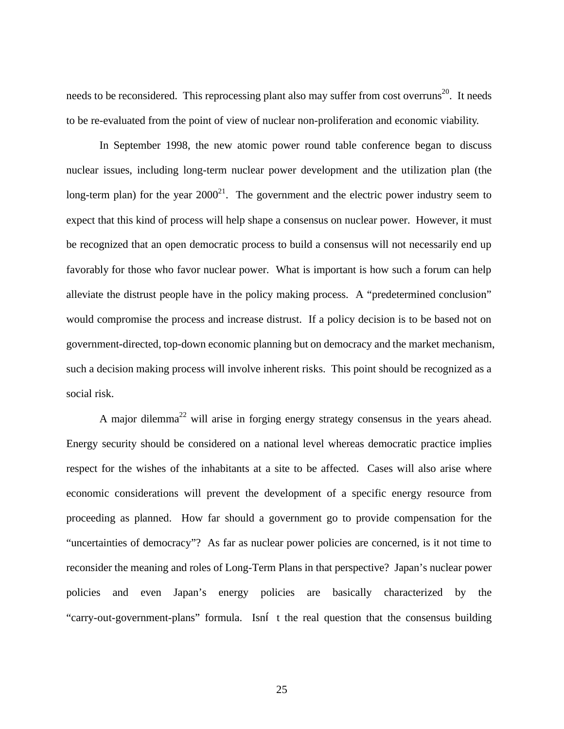needs to be reconsidered. This reprocessing plant also may suffer from cost overruns[20]. It needs to be re-evaluated from the point of view of nuclear non-proliferation and economic viability.

In September 1998, the new atomic power round table conference began to discuss nuclear issues, including long-term nuclear power development and the utilization plan (the long-term plan) for the year 2000[21]. The government and the electric power industry seem to expect that this kind of process will help shape a consensus on nuclear power. However, it must be recognized that an open democratic process to build a consensus will not necessarily end up favorably for those who favor nuclear power. What is important is how such a forum can help alleviate the distrust people have in the policy making process. A "predetermined conclusion" would compromise the process and increase distrust. If a policy decision is to be based not on government-directed, top-down economic planning but on democracy and the market mechanism, such a decision making process will involve inherent risks. This point should be recognized as a social risk.

A major dilemma[22] will arise in forging energy strategy consensus in the years ahead. Energy security should be considered on a national level whereas democratic practice implies respect for the wishes of the inhabitants at a site to be affected. Cases will also arise where economic considerations will prevent the development of a specific energy resource from proceeding as planned. How far should a government go to provide compensation for the "uncertainties of democracy"? As far as nuclear power policies are concerned, is it not time to reconsider the meaning and roles of Long-Term Plans in that perspective? Japan's nuclear power policies and even Japan's energy policies are basically characterized by the "carry-out-government-plans" formula. Isn't the real question that the consensus building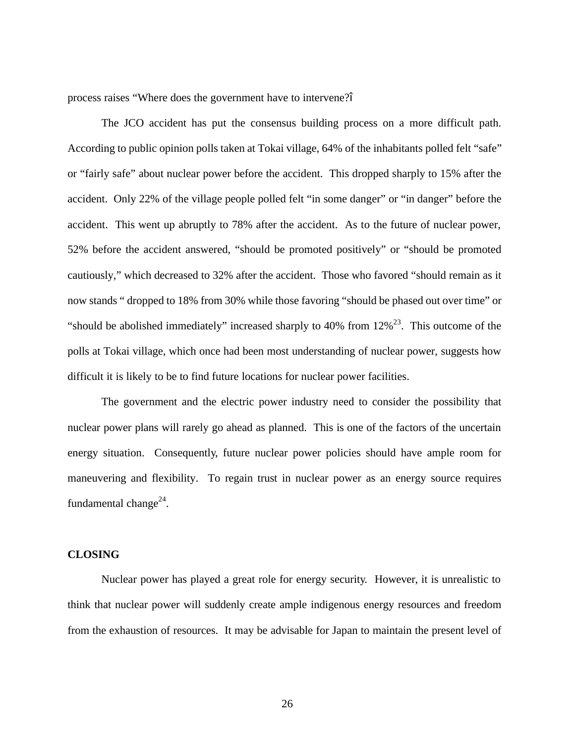process raises “Where does the government have to intervene?î

The JCO accident has put the consensus building process on a more difficult path. According to public opinion polls taken at Tokai village, 64% of the inhabitants polled felt “safe” or “fairly safe” about nuclear power before the accident. This dropped sharply to 15% after the accident. Only 22% of the village people polled felt “in some danger” or “in danger” before the accident. This went up abruptly to 78% after the accident. As to the future of nuclear power, 52% before the accident answered, “should be promoted positively” or “should be promoted cautiously,” which decreased to 32% after the accident. Those who favored “should remain as it now stands “ dropped to 18% from 30% while those favoring “should be phased out over time” or “should be abolished immediately” increased sharply to 40% from 12%[23]. This outcome of the polls at Tokai village, which once had been most understanding of nuclear power, suggests how difficult it is likely to be to find future locations for nuclear power facilities.

The government and the electric power industry need to consider the possibility that nuclear power plans will rarely go ahead as planned. This is one of the factors of the uncertain energy situation. Consequently, future nuclear power policies should have ample room for maneuvering and flexibility. To regain trust in nuclear power as an energy source requires fundamental change[24].

## CLOSING

Nuclear power has played a great role for energy security. However, it is unrealistic to think that nuclear power will suddenly create ample indigenous energy resources and freedom from the exhaustion of resources. It may be advisable for Japan to maintain the present level of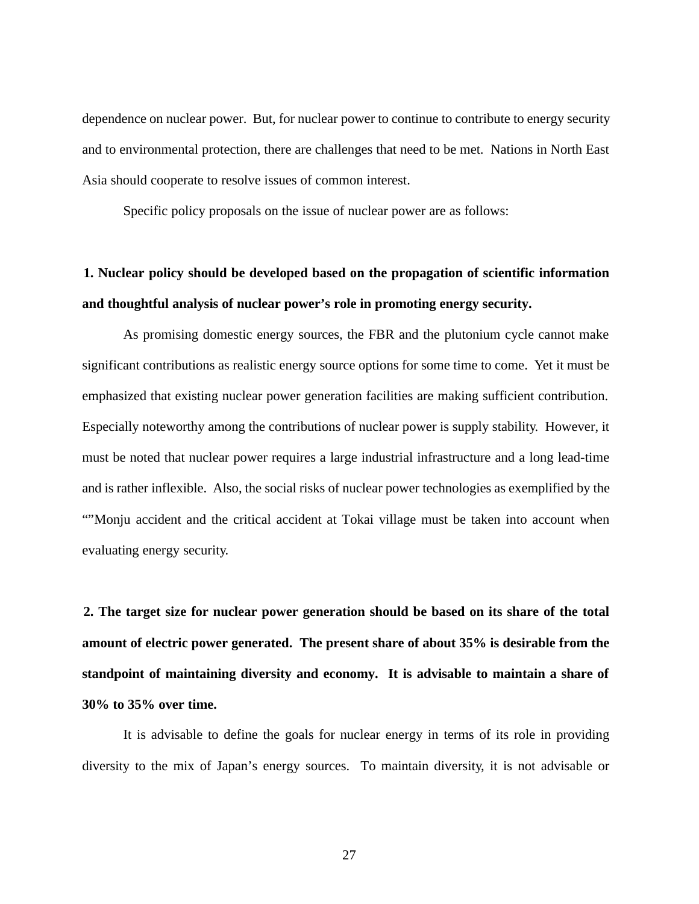dependence on nuclear power. But, for nuclear power to continue to contribute to energy security and to environmental protection, there are challenges that need to be met. Nations in North East Asia should cooperate to resolve issues of common interest.

Specific policy proposals on the issue of nuclear power are as follows:

**1. Nuclear policy should be developed based on the propagation of scientific information and thoughtful analysis of nuclear power's role in promoting energy security.**

As promising domestic energy sources, the FBR and the plutonium cycle cannot make significant contributions as realistic energy source options for some time to come. Yet it must be emphasized that existing nuclear power generation facilities are making sufficient contribution. Especially noteworthy among the contributions of nuclear power is supply stability. However, it must be noted that nuclear power requires a large industrial infrastructure and a long lead-time and is rather inflexible. Also, the social risks of nuclear power technologies as exemplified by the “”Monju accident and the critical accident at Tokai village must be taken into account when evaluating energy security.

**2. The target size for nuclear power generation should be based on its share of the total amount of electric power generated. The present share of about 35% is desirable from the standpoint of maintaining diversity and economy. It is advisable to maintain a share of 30% to 35% over time.**

It is advisable to define the goals for nuclear energy in terms of its role in providing diversity to the mix of Japan's energy sources. To maintain diversity, it is not advisable or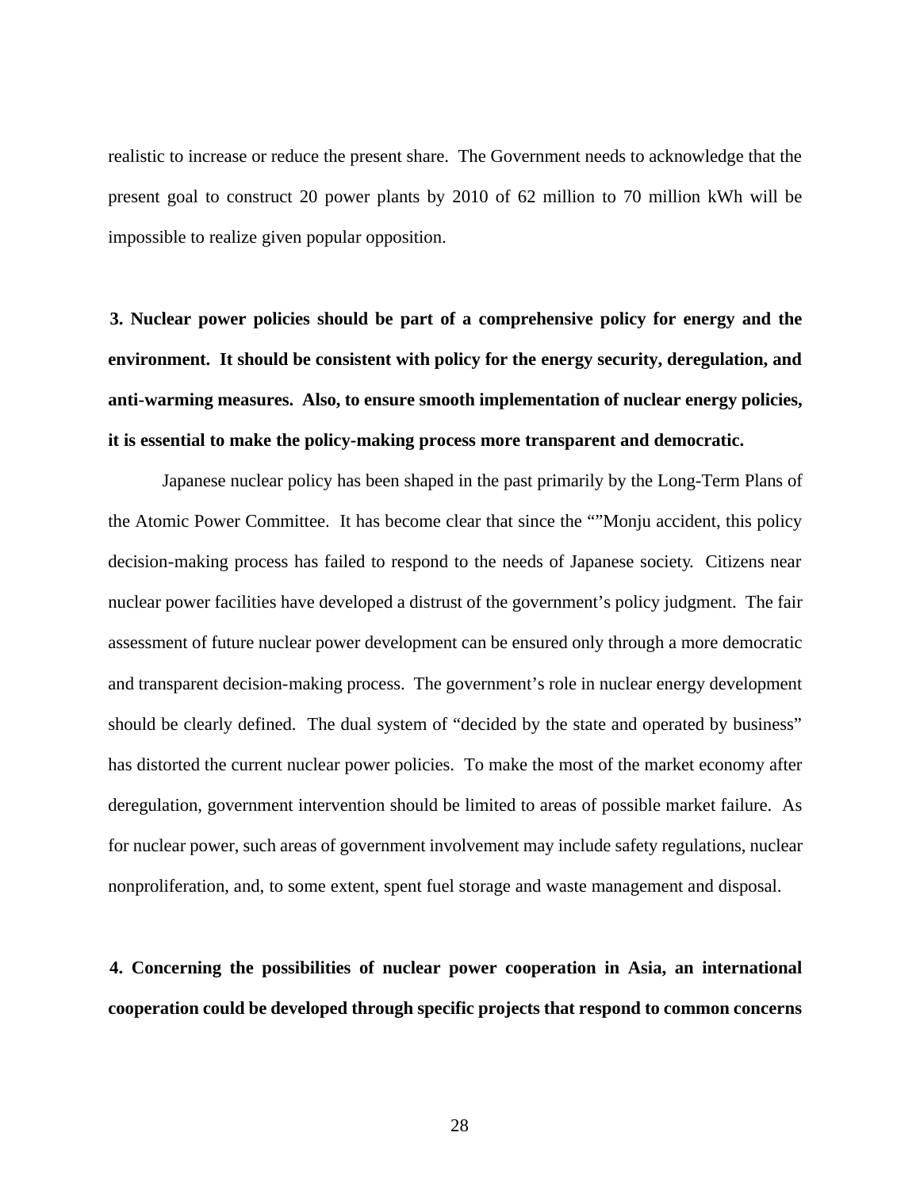realistic to increase or reduce the present share. The Government needs to acknowledge that the present goal to construct 20 power plants by 2010 of 62 million to 70 million kWh will be impossible to realize given popular opposition.

**3. Nuclear power policies should be part of a comprehensive policy for energy and the environment. It should be consistent with policy for the energy security, deregulation, and anti-warming measures. Also, to ensure smooth implementation of nuclear energy policies, it is essential to make the policy-making process more transparent and democratic.**

Japanese nuclear policy has been shaped in the past primarily by the Long-Term Plans of the Atomic Power Committee. It has become clear that since the “”Monju accident, this policy decision-making process has failed to respond to the needs of Japanese society. Citizens near nuclear power facilities have developed a distrust of the government’s policy judgment. The fair assessment of future nuclear power development can be ensured only through a more democratic and transparent decision-making process. The government’s role in nuclear energy development should be clearly defined. The dual system of “decided by the state and operated by business” has distorted the current nuclear power policies. To make the most of the market economy after deregulation, government intervention should be limited to areas of possible market failure. As for nuclear power, such areas of government involvement may include safety regulations, nuclear nonproliferation, and, to some extent, spent fuel storage and waste management and disposal.

**4. Concerning the possibilities of nuclear power cooperation in Asia, an international cooperation could be developed through specific projects that respond to common concerns**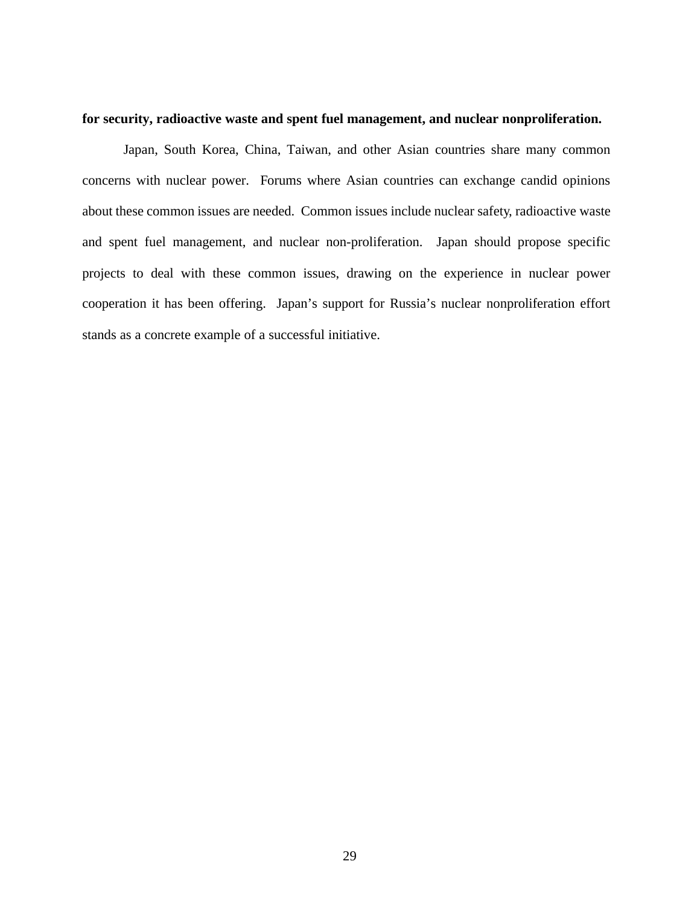**for security, radioactive waste and spent fuel management, and nuclear nonproliferation.**

Japan, South Korea, China, Taiwan, and other Asian countries share many common concerns with nuclear power. Forums where Asian countries can exchange candid opinions about these common issues are needed. Common issues include nuclear safety, radioactive waste and spent fuel management, and nuclear non-proliferation. Japan should propose specific projects to deal with these common issues, drawing on the experience in nuclear power cooperation it has been offering. Japan's support for Russia's nuclear nonproliferation effort stands as a concrete example of a successful initiative.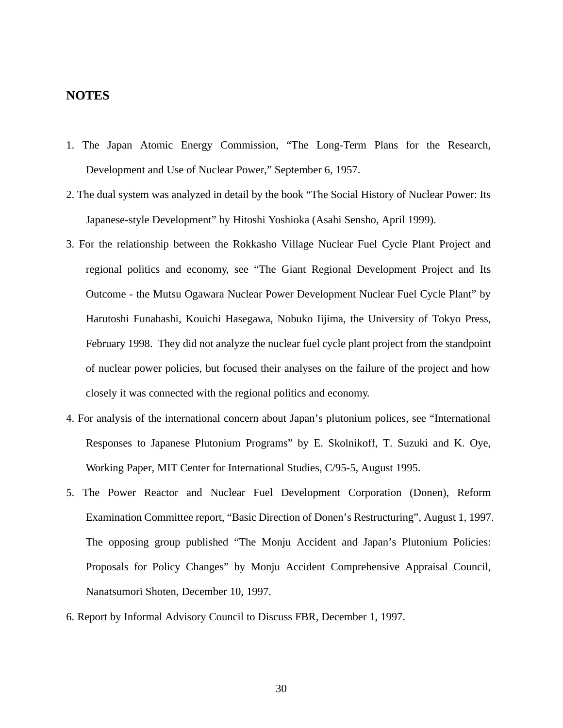## NOTES

1. The Japan Atomic Energy Commission, "The Long-Term Plans for the Research, Development and Use of Nuclear Power," September 6, 1957.
2. The dual system was analyzed in detail by the book "The Social History of Nuclear Power: Its Japanese-style Development" by Hitoshi Yoshioka (Asahi Sensho, April 1999).
3. For the relationship between the Rokkasho Village Nuclear Fuel Cycle Plant Project and regional politics and economy, see "The Giant Regional Development Project and Its Outcome - the Mutsu Ogawara Nuclear Power Development Nuclear Fuel Cycle Plant" by Harutoshi Funahashi, Kouichi Hasegawa, Nobuko Iijima, the University of Tokyo Press, February 1998. They did not analyze the nuclear fuel cycle plant project from the standpoint of nuclear power policies, but focused their analyses on the failure of the project and how closely it was connected with the regional politics and economy.
4. For analysis of the international concern about Japan's plutonium polices, see "International Responses to Japanese Plutonium Programs" by E. Skolnikoff, T. Suzuki and K. Oye, Working Paper, MIT Center for International Studies, C/95-5, August 1995.
5. The Power Reactor and Nuclear Fuel Development Corporation (Donen), Reform Examination Committee report, "Basic Direction of Donen's Restructuring", August 1, 1997. The opposing group published "The Monju Accident and Japan's Plutonium Policies: Proposals for Policy Changes" by Monju Accident Comprehensive Appraisal Council, Nanatsumori Shoten, December 10, 1997.
6. Report by Informal Advisory Council to Discuss FBR, December 1, 1997.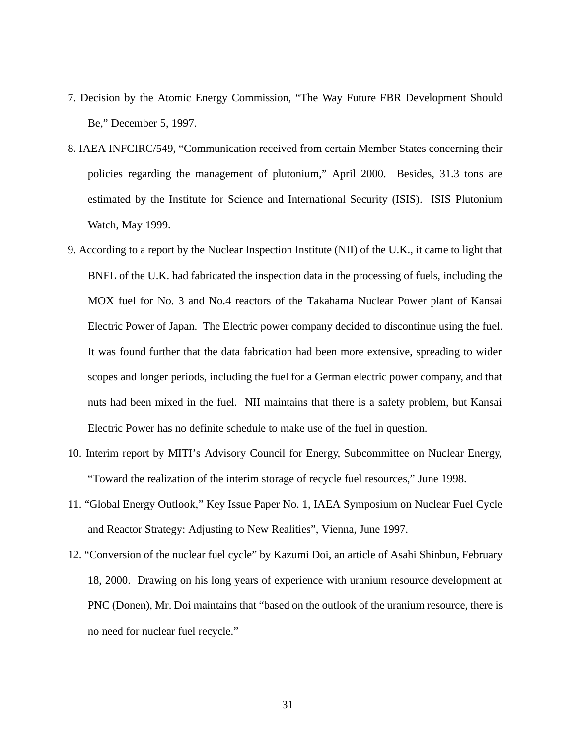7. Decision by the Atomic Energy Commission, "The Way Future FBR Development Should Be," December 5, 1997.

8. IAEA INFCIRC/549, "Communication received from certain Member States concerning their policies regarding the management of plutonium," April 2000. Besides, 31.3 tons are estimated by the Institute for Science and International Security (ISIS). ISIS Plutonium Watch, May 1999.

9. According to a report by the Nuclear Inspection Institute (NII) of the U.K., it came to light that BNFL of the U.K. had fabricated the inspection data in the processing of fuels, including the MOX fuel for No. 3 and No.4 reactors of the Takahama Nuclear Power plant of Kansai Electric Power of Japan. The Electric power company decided to discontinue using the fuel. It was found further that the data fabrication had been more extensive, spreading to wider scopes and longer periods, including the fuel for a German electric power company, and that nuts had been mixed in the fuel. NII maintains that there is a safety problem, but Kansai Electric Power has no definite schedule to make use of the fuel in question.

10. Interim report by MITI's Advisory Council for Energy, Subcommittee on Nuclear Energy, "Toward the realization of the interim storage of recycle fuel resources," June 1998.

11. "Global Energy Outlook," Key Issue Paper No. 1, IAEA Symposium on Nuclear Fuel Cycle and Reactor Strategy: Adjusting to New Realities", Vienna, June 1997.

12. "Conversion of the nuclear fuel cycle" by Kazumi Doi, an article of Asahi Shinbun, February 18, 2000. Drawing on his long years of experience with uranium resource development at PNC (Donen), Mr. Doi maintains that "based on the outlook of the uranium resource, there is no need for nuclear fuel recycle."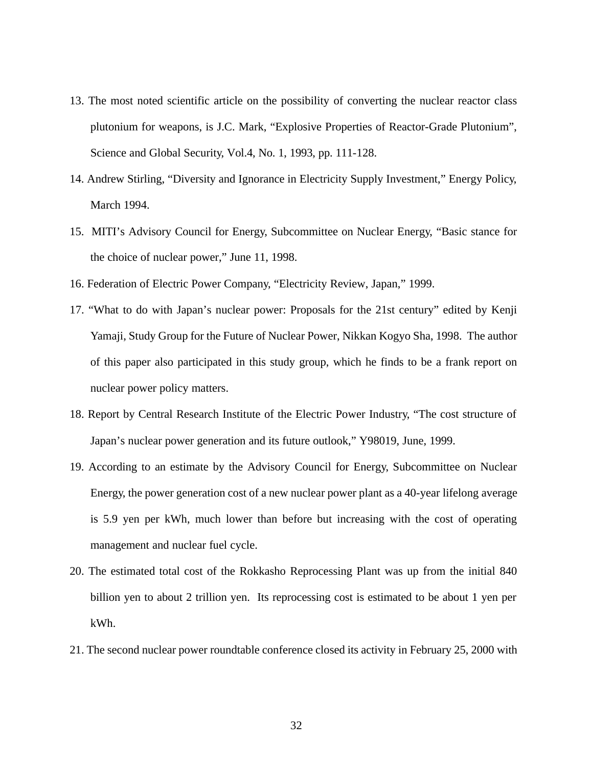13. The most noted scientific article on the possibility of converting the nuclear reactor class plutonium for weapons, is J.C. Mark, “Explosive Properties of Reactor-Grade Plutonium”, Science and Global Security, Vol.4, No. 1, 1993, pp. 111-128.

14. Andrew Stirling, “Diversity and Ignorance in Electricity Supply Investment,” Energy Policy, March 1994.

15. MITI’s Advisory Council for Energy, Subcommittee on Nuclear Energy, “Basic stance for the choice of nuclear power,” June 11, 1998.

16. Federation of Electric Power Company, “Electricity Review, Japan,” 1999.

17. “What to do with Japan’s nuclear power: Proposals for the 21st century” edited by Kenji Yamaji, Study Group for the Future of Nuclear Power, Nikkan Kogyo Sha, 1998. The author of this paper also participated in this study group, which he finds to be a frank report on nuclear power policy matters.

18. Report by Central Research Institute of the Electric Power Industry, “The cost structure of Japan’s nuclear power generation and its future outlook,” Y98019, June, 1999.

19. According to an estimate by the Advisory Council for Energy, Subcommittee on Nuclear Energy, the power generation cost of a new nuclear power plant as a 40-year lifelong average is 5.9 yen per kWh, much lower than before but increasing with the cost of operating management and nuclear fuel cycle.

20. The estimated total cost of the Rokkasho Reprocessing Plant was up from the initial 840 billion yen to about 2 trillion yen. Its reprocessing cost is estimated to be about 1 yen per kWh.

21. The second nuclear power roundtable conference closed its activity in February 25, 2000 with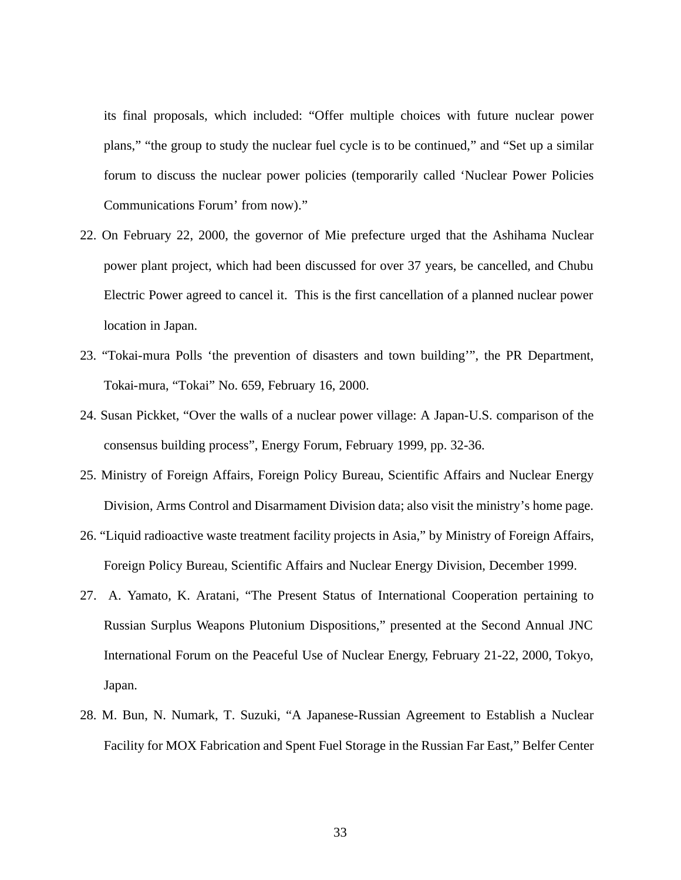its final proposals, which included: "Offer multiple choices with future nuclear power plans," "the group to study the nuclear fuel cycle is to be continued," and "Set up a similar forum to discuss the nuclear power policies (temporarily called 'Nuclear Power Policies Communications Forum' from now)."

22. On February 22, 2000, the governor of Mie prefecture urged that the Ashihama Nuclear power plant project, which had been discussed for over 37 years, be cancelled, and Chubu Electric Power agreed to cancel it. This is the first cancellation of a planned nuclear power location in Japan.

23. "Tokai-mura Polls 'the prevention of disasters and town building'", the PR Department, Tokai-mura, "Tokai" No. 659, February 16, 2000.

24. Susan Pickket, "Over the walls of a nuclear power village: A Japan-U.S. comparison of the consensus building process", Energy Forum, February 1999, pp. 32-36.

25. Ministry of Foreign Affairs, Foreign Policy Bureau, Scientific Affairs and Nuclear Energy Division, Arms Control and Disarmament Division data; also visit the ministry's home page.

26. "Liquid radioactive waste treatment facility projects in Asia," by Ministry of Foreign Affairs, Foreign Policy Bureau, Scientific Affairs and Nuclear Energy Division, December 1999.

27. A. Yamato, K. Aratani, "The Present Status of International Cooperation pertaining to Russian Surplus Weapons Plutonium Dispositions," presented at the Second Annual JNC International Forum on the Peaceful Use of Nuclear Energy, February 21-22, 2000, Tokyo, Japan.

28. M. Bun, N. Numark, T. Suzuki, "A Japanese-Russian Agreement to Establish a Nuclear Facility for MOX Fabrication and Spent Fuel Storage in the Russian Far East," Belfer Center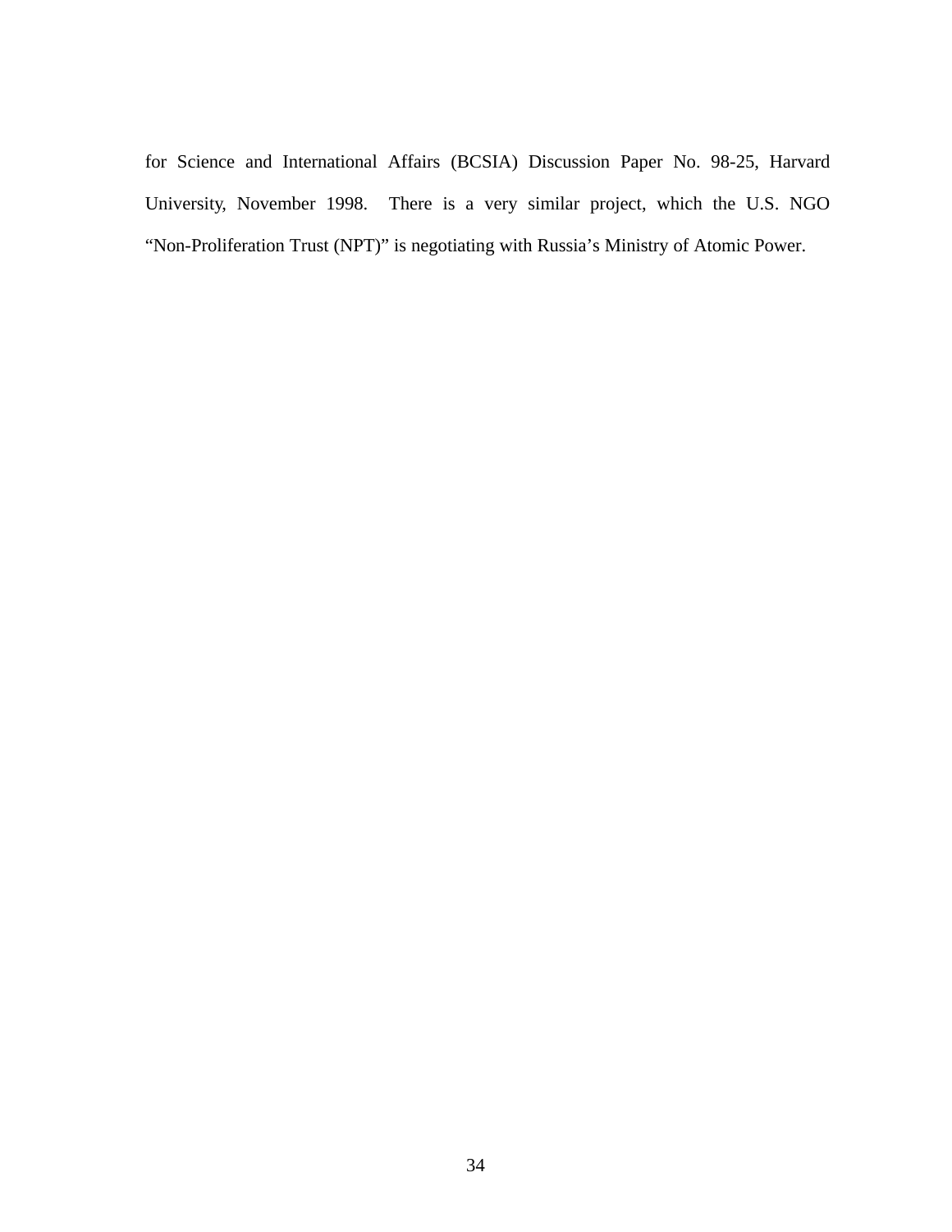for Science and International Affairs (BCSIA) Discussion Paper No. 98-25, Harvard University, November 1998. There is a very similar project, which the U.S. NGO "Non-Proliferation Trust (NPT)" is negotiating with Russia's Ministry of Atomic Power.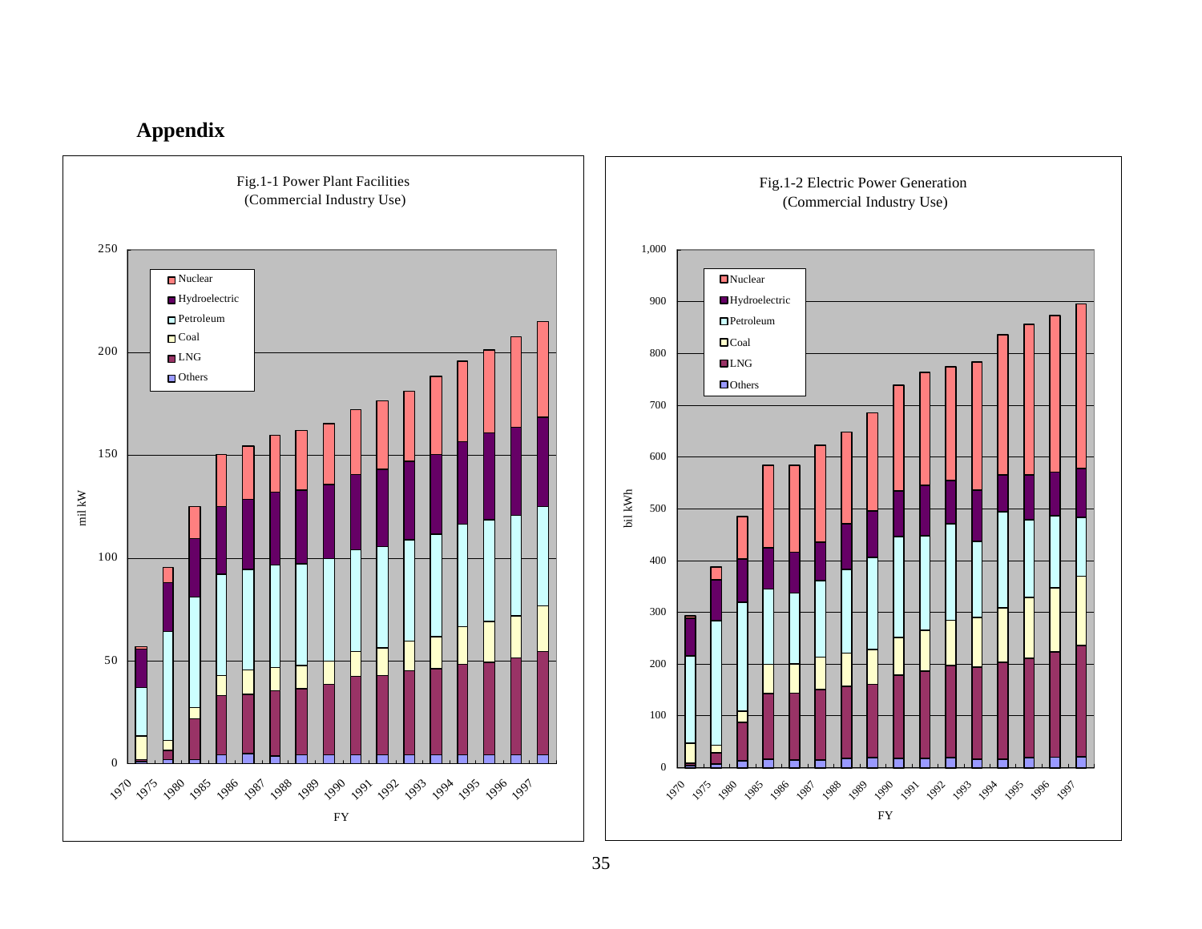# Appendix

Fig.1-1 Power Plant Facilities
(Commercial Industry Use)

Fig.1-2 Electric Power Generation
(Commercial Industry Use)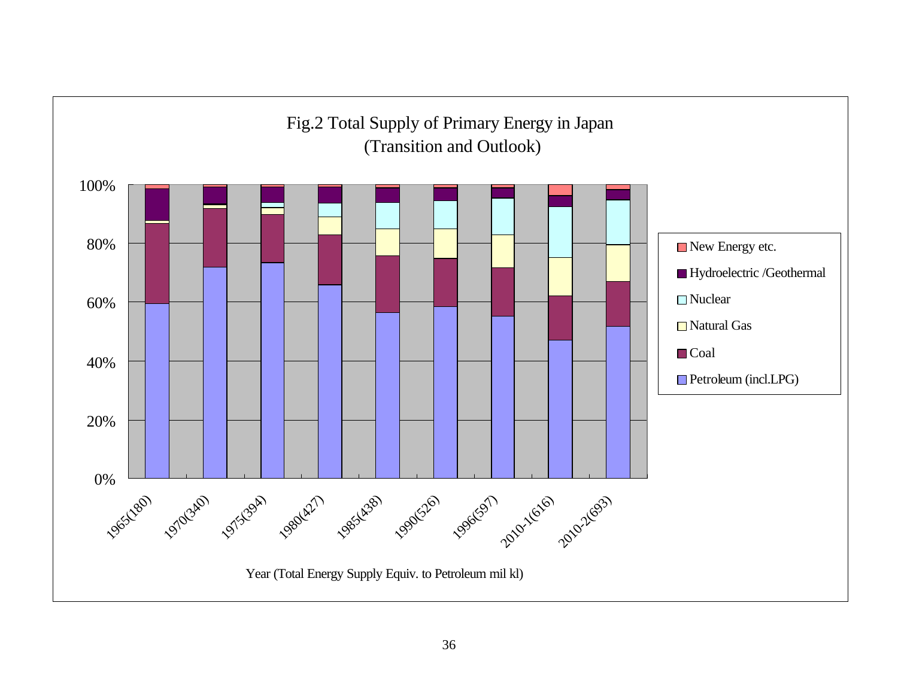Fig.2 Total Supply of Primary Energy in Japan
(Transition and Outlook)

100%
80%
60%
40%
20%
0%

1965(180) 1970(340) 1975(394) 1980(427) 1985(438) 1990(526) 1996(597) 2010-1(616) 2010-2(693)

Year (Total Energy Supply Equiv. to Petroleum mil kl)

- New Energy etc.
- Hydroelectric /Geothermal
- Nuclear
- Natural Gas
- Coal
- Petroleum (incl.LPG)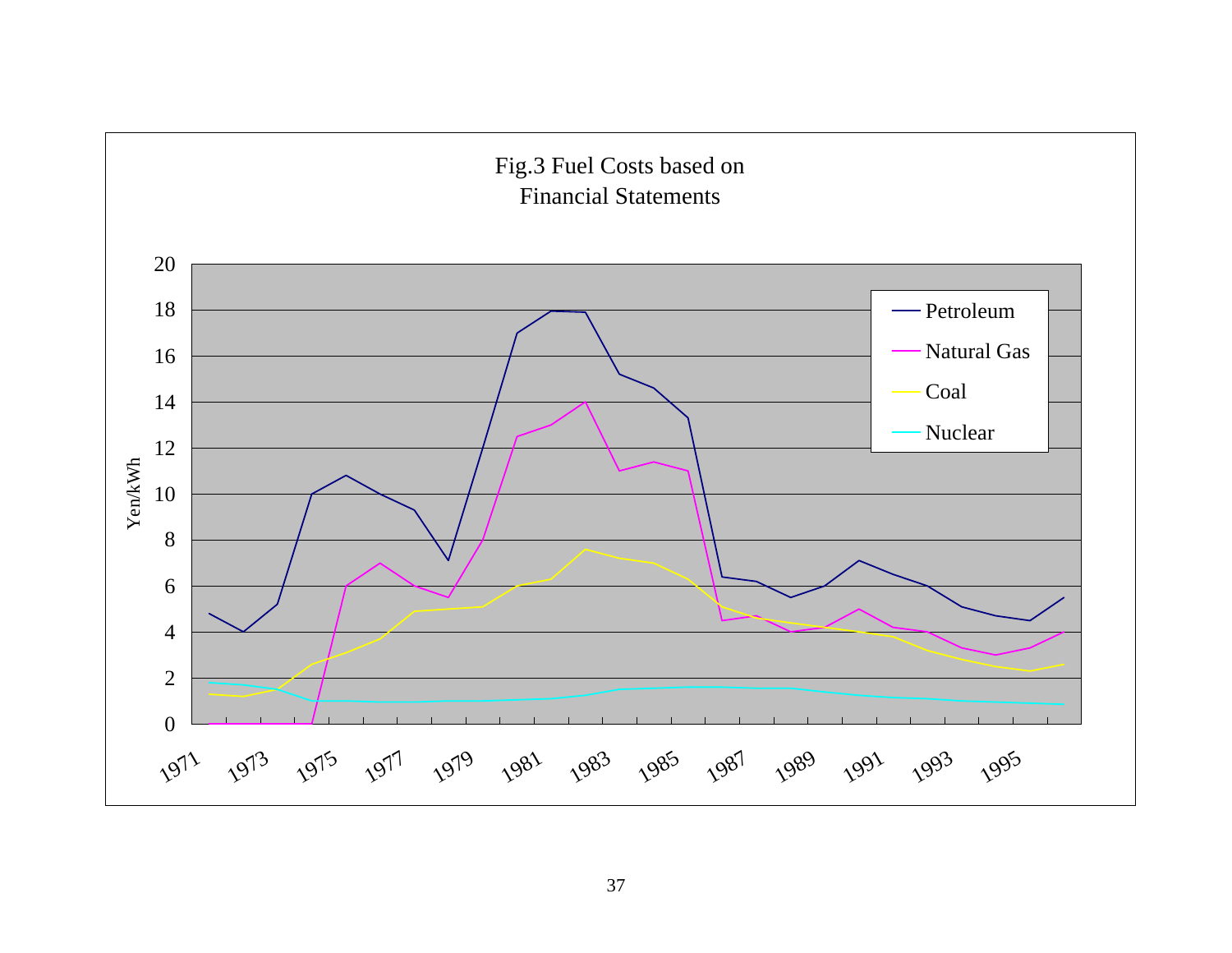Fig.3 Fuel Costs based on Financial Statements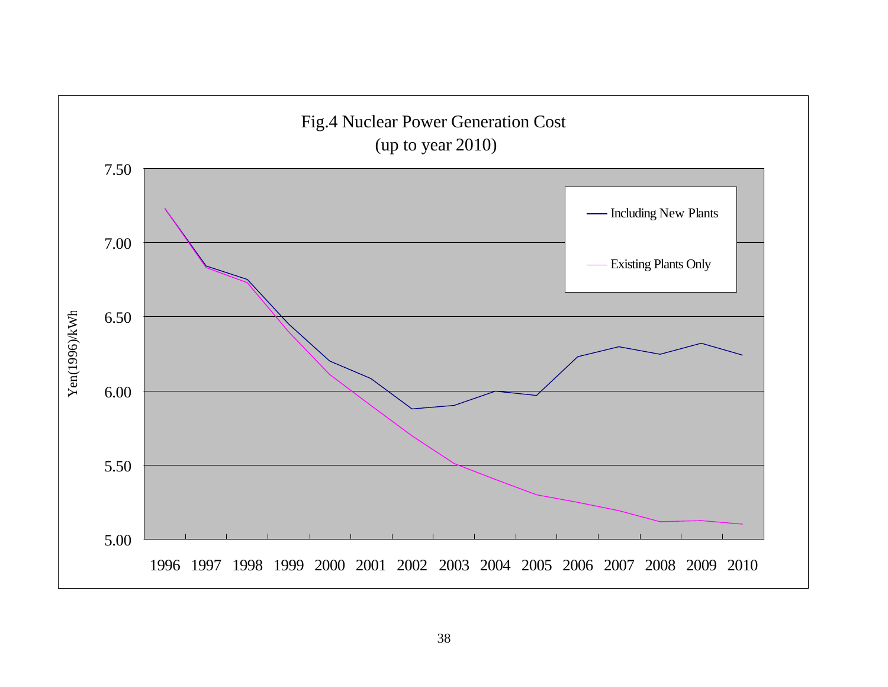Fig.4 Nuclear Power Generation Cost
(up to year 2010)

Yen(1996)/kWh

7.50
7.00
6.50
6.00
5.50
5.00

1996 1997 1998 1999 2000 2001 2002 2003 2004 2005 2006 2007 2008 2009 2010

Including New Plants

Existing Plants Only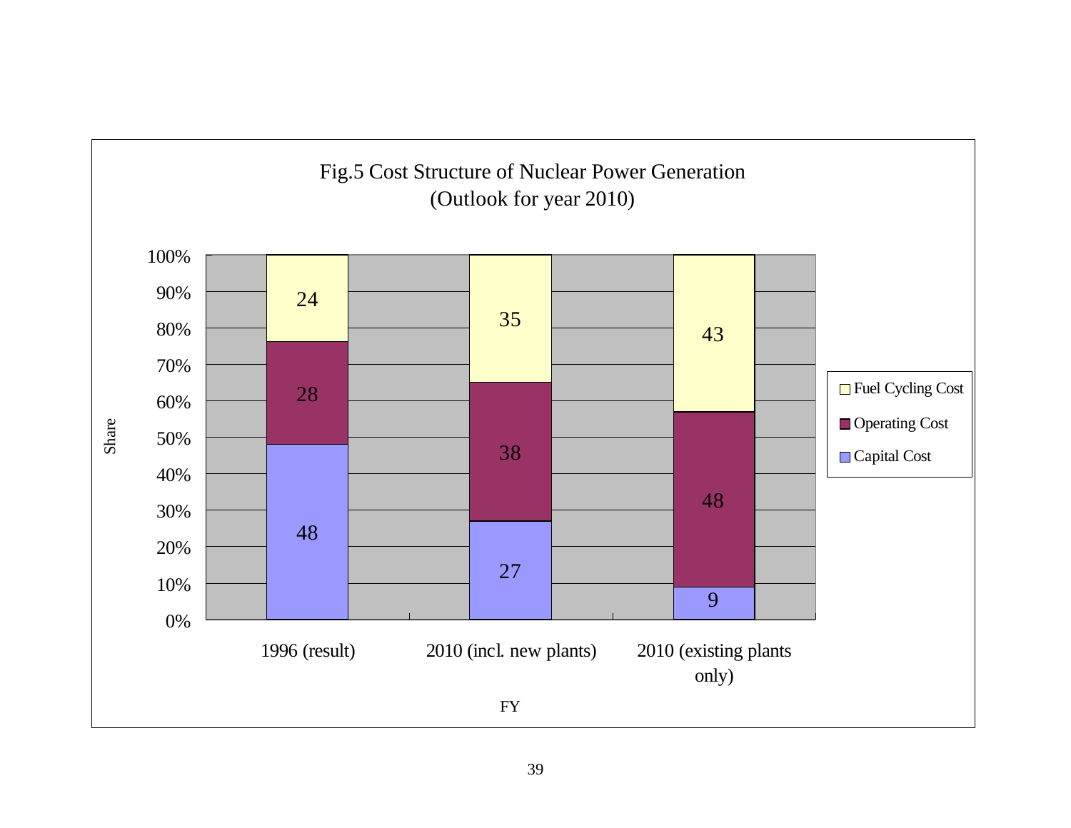Fig.5 Cost Structure of Nuclear Power Generation
(Outlook for year 2010)

100%
90%
80%
70%
60%
50%
40%
30%
20%
10%
0%

Share

24
28
48

35
38
27

43
48
9

1996 (result)
2010 (incl. new plants)
2010 (existing plants only)

FY

Fuel Cycling Cost
Operating Cost
Capital Cost